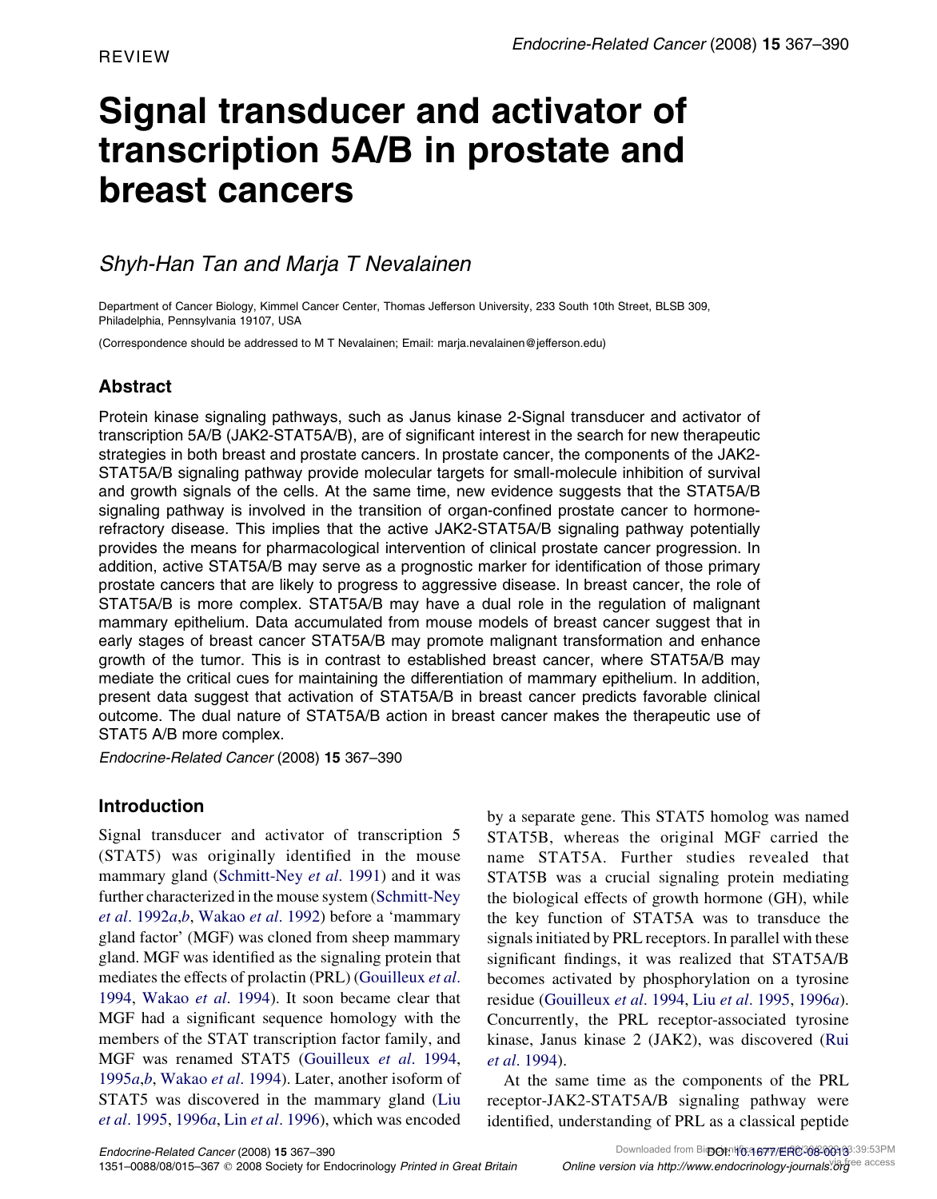REVIEW

# Signal transducer and activator of transcription 5A/B in prostate and breast cancers

*Shyh-Han Tan and Marja T Nevalainen*

Department of Cancer Biology, Kimmel Cancer Center, Thomas Jefferson University, 233 South 10th Street, BLSB 309, Philadelphia, Pennsylvania 19107, USA

(Correspondence should be addressed to M T Nevalainen; Email: marja.nevalainen@jefferson.edu)

## Abstract

Protein kinase signaling pathways, such as Janus kinase 2-Signal transducer and activator of transcription 5A/B (JAK2-STAT5A/B), are of significant interest in the search for new therapeutic strategies in both breast and prostate cancers. In prostate cancer, the components of the JAK2-STAT5A/B signaling pathway provide molecular targets for small-molecule inhibition of survival and growth signals of the cells. At the same time, new evidence suggests that the STAT5A/B signaling pathway is involved in the transition of organ-confined prostate cancer to hormone-refractory disease. This implies that the active JAK2-STAT5A/B signaling pathway potentially provides the means for pharmacological intervention of clinical prostate cancer progression. In addition, active STAT5A/B may serve as a prognostic marker for identification of those primary prostate cancers that are likely to progress to aggressive disease. In breast cancer, the role of STAT5A/B is more complex. STAT5A/B may have a dual role in the regulation of malignant mammary epithelium. Data accumulated from mouse models of breast cancer suggest that in early stages of breast cancer STAT5A/B may promote malignant transformation and enhance growth of the tumor. This is in contrast to established breast cancer, where STAT5A/B may mediate the critical cues for maintaining the differentiation of mammary epithelium. In addition, present data suggest that activation of STAT5A/B in breast cancer predicts favorable clinical outcome. The dual nature of STAT5A/B action in breast cancer makes the therapeutic use of STAT5 A/B more complex.

*Endocrine-Related Cancer* (2008) **15** 367–390

## Introduction

Signal transducer and activator of transcription 5 (STAT5) was originally identified in the mouse mammary gland (Schmitt-Ney *et al*. 1991) and it was further characterized in the mouse system (Schmitt-Ney *et al*. 1992*a*,*b*, Wakao *et al*. 1992) before a 'mammary gland factor' (MGF) was cloned from sheep mammary gland. MGF was identified as the signaling protein that mediates the effects of prolactin (PRL) (Gouilleux *et al*. 1994, Wakao *et al*. 1994). It soon became clear that MGF had a significant sequence homology with the members of the STAT transcription factor family, and MGF was renamed STAT5 (Gouilleux *et al*. 1994, 1995*a*,*b*, Wakao *et al*. 1994). Later, another isoform of STAT5 was discovered in the mammary gland (Liu *et al*. 1995, 1996*a*, Lin *et al*. 1996), which was encoded by a separate gene. This STAT5 homolog was named STAT5B, whereas the original MGF carried the name STAT5A. Further studies revealed that STAT5B was a crucial signaling protein mediating the biological effects of growth hormone (GH), while the key function of STAT5A was to transduce the signals initiated by PRL receptors. In parallel with these significant findings, it was realized that STAT5A/B becomes activated by phosphorylation on a tyrosine residue (Gouilleux *et al*. 1994, Liu *et al*. 1995, 1996*a*). Concurrently, the PRL receptor-associated tyrosine kinase, Janus kinase 2 (JAK2), was discovered (Rui *et al*. 1994).

At the same time as the components of the PRL receptor-JAK2-STAT5A/B signaling pathway were identified, understanding of PRL as a classical peptide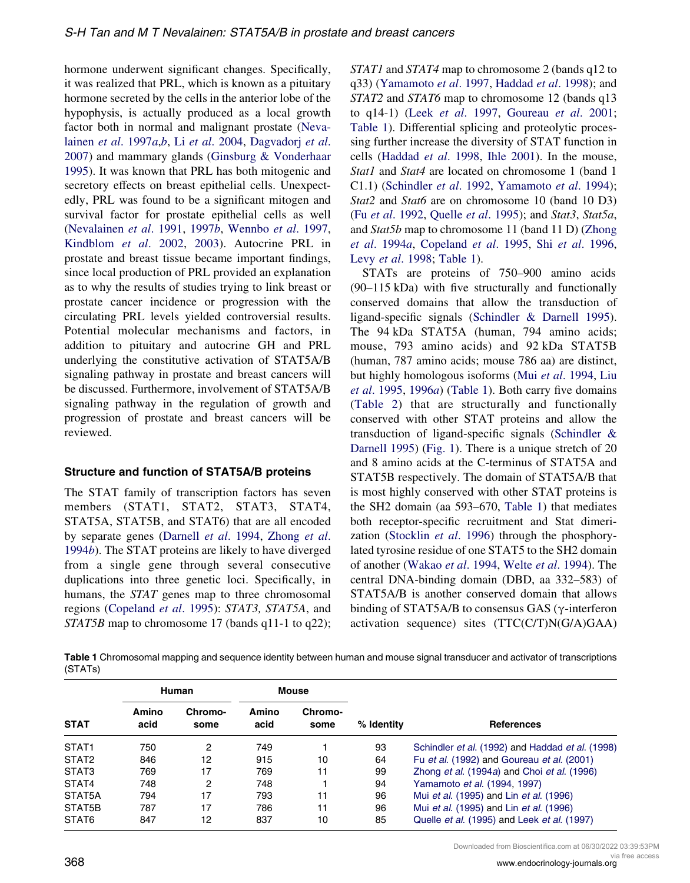hormone underwent significant changes. Specifically, it was realized that PRL, which is known as a pituitary hormone secreted by the cells in the anterior lobe of the hypophysis, is actually produced as a local growth factor both in normal and malignant prostate (Nevalainen *et al*. 1997*a*,*b*, Li *et al*. 2004, Dagvadorj *et al*. 2007) and mammary glands (Ginsburg & Vonderhaar 1995). It was known that PRL has both mitogenic and secretory effects on breast epithelial cells. Unexpectedly, PRL was found to be a significant mitogen and survival factor for prostate epithelial cells as well (Nevalainen *et al*. 1991, 1997*b*, Wennbo *et al*. 1997, Kindblom *et al*. 2002, 2003). Autocrine PRL in prostate and breast tissue became important findings, since local production of PRL provided an explanation as to why the results of studies trying to link breast or prostate cancer incidence or progression with the circulating PRL levels yielded controversial results. Potential molecular mechanisms and factors, in addition to pituitary and autocrine GH and PRL underlying the constitutive activation of STAT5A/B signaling pathway in prostate and breast cancers will be discussed. Furthermore, involvement of STAT5A/B signaling pathway in the regulation of growth and progression of prostate and breast cancers will be reviewed.

## Structure and function of STAT5A/B proteins

The STAT family of transcription factors has seven members (STAT1, STAT2, STAT3, STAT4, STAT5A, STAT5B, and STAT6) that are all encoded by separate genes (Darnell *et al*. 1994, Zhong *et al*. 1994*b*). The STAT proteins are likely to have diverged from a single gene through several consecutive duplications into three genetic loci. Specifically, in humans, the *STAT* genes map to three chromosomal regions (Copeland *et al*. 1995): *STAT3, STAT5A*, and *STAT5B* map to chromosome 17 (bands q11-1 to q22); *STAT1* and *STAT4* map to chromosome 2 (bands q12 to q33) (Yamamoto *et al*. 1997, Haddad *et al*. 1998); and *STAT2* and *STAT6* map to chromosome 12 (bands q13 to q14-1) (Leek *et al*. 1997, Goureau *et al*. 2001; Table 1). Differential splicing and proteolytic processing further increase the diversity of STAT function in cells (Haddad *et al*. 1998, Ihle 2001). In the mouse, *Stat1* and *Stat4* are located on chromosome 1 (band 1 C1.1) (Schindler *et al*. 1992, Yamamoto *et al*. 1994); *Stat2* and *Stat6* are on chromosome 10 (band 10 D3) (Fu *et al*. 1992, Quelle *et al*. 1995); and *Stat3*, *Stat5a*, and *Stat5b* map to chromosome 11 (band 11 D) (Zhong *et al*. 1994*a*, Copeland *et al*. 1995, Shi *et al*. 1996, Levy *et al*. 1998; Table 1).

STATs are proteins of 750–900 amino acids (90–115 kDa) with five structurally and functionally conserved domains that allow the transduction of ligand-specific signals (Schindler & Darnell 1995). The 94 kDa STAT5A (human, 794 amino acids; mouse, 793 amino acids) and 92 kDa STAT5B (human, 787 amino acids; mouse 786 aa) are distinct, but highly homologous isoforms (Mui *et al*. 1994, Liu *et al*. 1995, 1996*a*) (Table 1). Both carry five domains (Table 2) that are structurally and functionally conserved with other STAT proteins and allow the transduction of ligand-specific signals (Schindler & Darnell 1995) (Fig. 1). There is a unique stretch of 20 and 8 amino acids at the C-terminus of STAT5A and STAT5B respectively. The domain of STAT5A/B that is most highly conserved with other STAT proteins is the SH2 domain (aa 593–670, Table 1) that mediates both receptor-specific recruitment and Stat dimerization (Stocklin *et al*. 1996) through the phosphorylated tyrosine residue of one STAT5 to the SH2 domain of another (Wakao *et al*. 1994, Welte *et al*. 1994). The central DNA-binding domain (DBD, aa 332–583) of STAT5A/B is another conserved domain that allows binding of STAT5A/B to consensus GAS (γ-interferon activation sequence) sites (TTC(C/T)N(G/A)GAA)

**Table 1** Chromosomal mapping and sequence identity between human and mouse signal transducer and activator of transcriptions (STATs)

| STAT | Human | | Mouse | | % Identity | References |
|---|---|---|---|---|---|---|
| | Amino acid | Chromosome | Amino acid | Chromosome | | |
| STAT1 | 750 | 2 | 749 | 1 | 93 | Schindler *et al.* (1992) and Haddad *et al.* (1998) |
| STAT2 | 846 | 12 | 915 | 10 | 64 | Fu *et al.* (1992) and Goureau *et al.* (2001) |
| STAT3 | 769 | 17 | 769 | 11 | 99 | Zhong *et al.* (1994*a*) and Choi *et al.* (1996) |
| STAT4 | 748 | 2 | 748 | 1 | 94 | Yamamoto *et al.* (1994, 1997) |
| STAT5A | 794 | 17 | 793 | 11 | 96 | Mui *et al.* (1995) and Lin *et al.* (1996) |
| STAT5B | 787 | 17 | 786 | 11 | 96 | Mui *et al.* (1995) and Lin *et al.* (1996) |
| STAT6 | 847 | 12 | 837 | 10 | 85 | Quelle *et al.* (1995) and Leek *et al.* (1997) |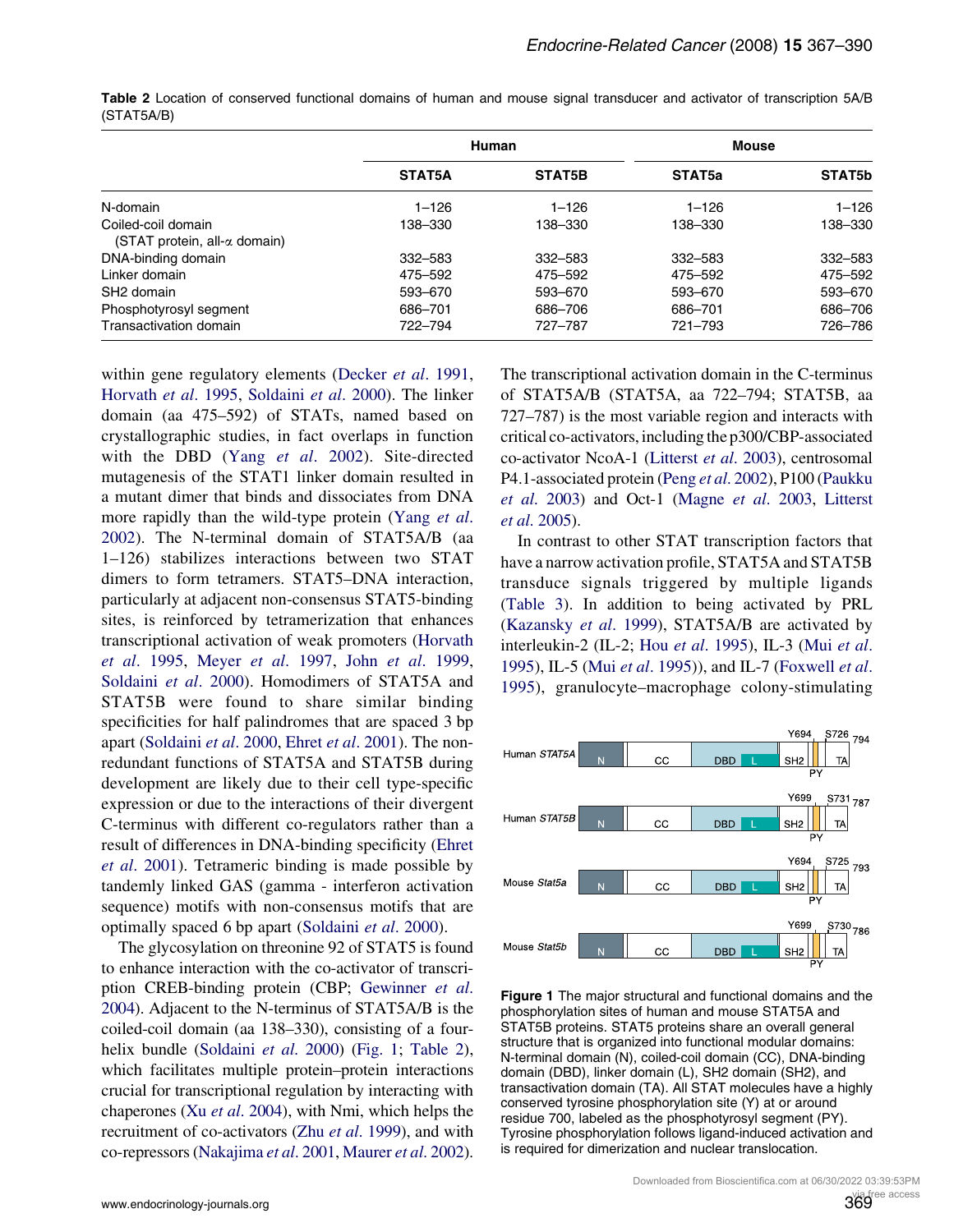**Table 2** Location of conserved functional domains of human and mouse signal transducer and activator of transcription 5A/B (STAT5A/B)

| | Human | | Mouse | |
|---|---|---|---|---|
| | STAT5A | STAT5B | STAT5a | STAT5b |
| N-domain | 1–126 | 1–126 | 1–126 | 1–126 |
| Coiled-coil domain (STAT protein, all-α domain) | 138–330 | 138–330 | 138–330 | 138–330 |
| DNA-binding domain | 332–583 | 332–583 | 332–583 | 332–583 |
| Linker domain | 475–592 | 475–592 | 475–592 | 475–592 |
| SH2 domain | 593–670 | 593–670 | 593–670 | 593–670 |
| Phosphotyrosyl segment | 686–701 | 686–706 | 686–701 | 686–706 |
| Transactivation domain | 722–794 | 727–787 | 721–793 | 726–786 |

within gene regulatory elements (Decker *et al.* 1991, Horvath *et al.* 1995, Soldaini *et al.* 2000). The linker domain (aa 475–592) of STATs, named based on crystallographic studies, in fact overlaps in function with the DBD (Yang *et al.* 2002). Site-directed mutagenesis of the STAT1 linker domain resulted in a mutant dimer that binds and dissociates from DNA more rapidly than the wild-type protein (Yang *et al.* 2002). The N-terminal domain of STAT5A/B (aa 1–126) stabilizes interactions between two STAT dimers to form tetramers. STAT5–DNA interaction, particularly at adjacent non-consensus STAT5-binding sites, is reinforced by tetramerization that enhances transcriptional activation of weak promoters (Horvath *et al.* 1995, Meyer *et al.* 1997, John *et al.* 1999, Soldaini *et al.* 2000). Homodimers of STAT5A and STAT5B were found to share similar binding specificities for half palindromes that are spaced 3 bp apart (Soldaini *et al.* 2000, Ehret *et al.* 2001). The non-redundant functions of STAT5A and STAT5B during development are likely due to their cell type-specific expression or due to the interactions of their divergent C-terminus with different co-regulators rather than a result of differences in DNA-binding specificity (Ehret *et al.* 2001). Tetrameric binding is made possible by tandemly linked GAS (gamma - interferon activation sequence) motifs with non-consensus motifs that are optimally spaced 6 bp apart (Soldaini *et al.* 2000).

The glycosylation on threonine 92 of STAT5 is found to enhance interaction with the co-activator of transcription CREB-binding protein (CBP; Gewinner *et al.* 2004). Adjacent to the N-terminus of STAT5A/B is the coiled-coil domain (aa 138–330), consisting of a four-helix bundle (Soldaini *et al.* 2000) (Fig. 1; Table 2), which facilitates multiple protein–protein interactions crucial for transcriptional regulation by interacting with chaperones (Xu *et al.* 2004), with Nmi, which helps the recruitment of co-activators (Zhu *et al.* 1999), and with co-repressors (Nakajima *et al.* 2001, Maurer *et al.* 2002). The transcriptional activation domain in the C-terminus of STAT5A/B (STAT5A, aa 722–794; STAT5B, aa 727–787) is the most variable region and interacts with critical co-activators, including the p300/CBP-associated co-activator NcoA-1 (Litterst *et al.* 2003), centrosomal P4.1-associated protein (Peng *et al.* 2002), P100 (Paukku *et al.* 2003) and Oct-1 (Magne *et al.* 2003, Litterst *et al.* 2005).

In contrast to other STAT transcription factors that have a narrow activation profile, STAT5A and STAT5B transduce signals triggered by multiple ligands (Table 3). In addition to being activated by PRL (Kazansky *et al.* 1999), STAT5A/B are activated by interleukin-2 (IL-2; Hou *et al.* 1995), IL-3 (Mui *et al.* 1995), IL-5 (Mui *et al.* 1995)), and IL-7 (Foxwell *et al.* 1995), granulocyte–macrophage colony-stimulating

Human *STAT5A*: N | CC | DBD | L | SH2 | PY | TA — Y694, S726, 794

Human *STAT5B*: N | CC | DBD | L | SH2 | PY | TA — Y699, S731, 787

Mouse *Stat5a*: N | CC | DBD | L | SH2 | PY | TA — Y694, S725, 793

Mouse *Stat5b*: N | CC | DBD | L | SH2 | PY | TA — Y699, S730, 786

**Figure 1** The major structural and functional domains and the phosphorylation sites of human and mouse STAT5A and STAT5B proteins. STAT5 proteins share an overall general structure that is organized into functional modular domains: N-terminal domain (N), coiled-coil domain (CC), DNA-binding domain (DBD), linker domain (L), SH2 domain (SH2), and transactivation domain (TA). All STAT molecules have a highly conserved tyrosine phosphorylation site (Y) at or around residue 700, labeled as the phosphotyrosyl segment (PY). Tyrosine phosphorylation follows ligand-induced activation and is required for dimerization and nuclear translocation.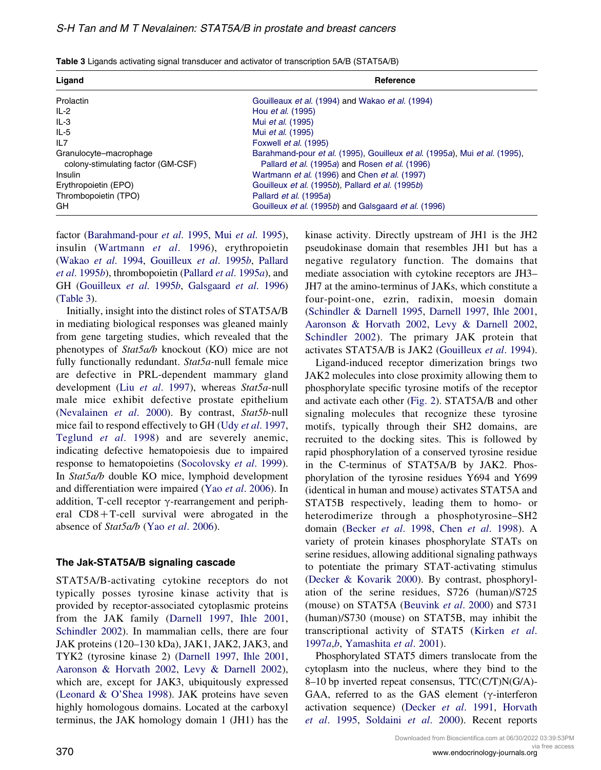**Table 3** Ligands activating signal transducer and activator of transcription 5A/B (STAT5A/B)

| Ligand | Reference |
|---|---|
| Prolactin | Gouilleaux *et al.* (1994) and Wakao *et al.* (1994) |
| IL-2 | Hou *et al.* (1995) |
| IL-3 | Mui *et al.* (1995) |
| IL-5 | Mui *et al.* (1995) |
| IL7 | Foxwell *et al.* (1995) |
| Granulocyte–macrophage colony-stimulating factor (GM-CSF) | Barahmand-pour *et al.* (1995), Gouilleux *et al.* (1995*a*), Mui *et al.* (1995), Pallard *et al.* (1995*a*) and Rosen *et al.* (1996) |
| Insulin | Wartmann *et al.* (1996) and Chen *et al.* (1997) |
| Erythropoietin (EPO) | Gouilleux *et al.* (1995*b*), Pallard *et al.* (1995*b*) |
| Thrombopoietin (TPO) | Pallard *et al.* (1995*a*) |
| GH | Gouilleux *et al.* (1995*b*) and Galsgaard *et al.* (1996) |

factor (Barahmand-pour *et al.* 1995, Mui *et al.* 1995), insulin (Wartmann *et al.* 1996), erythropoietin (Wakao *et al.* 1994, Gouilleux *et al.* 1995*b*, Pallard *et al.* 1995*b*), thrombopoietin (Pallard *et al.* 1995*a*), and GH (Gouilleux *et al.* 1995*b*, Galsgaard *et al.* 1996) (Table 3).

Initially, insight into the distinct roles of STAT5A/B in mediating biological responses was gleaned mainly from gene targeting studies, which revealed that the phenotypes of *Stat5a/b* knockout (KO) mice are not fully functionally redundant. *Stat5a*-null female mice are defective in PRL-dependent mammary gland development (Liu *et al.* 1997), whereas *Stat5a*-null male mice exhibit defective prostate epithelium (Nevalainen *et al.* 2000). By contrast, *Stat5b*-null mice fail to respond effectively to GH (Udy *et al.* 1997, Teglund *et al.* 1998) and are severely anemic, indicating defective hematopoiesis due to impaired response to hematopoietins (Socolovsky *et al.* 1999). In *Stat5a/b* double KO mice, lymphoid development and differentiation were impaired (Yao *et al.* 2006). In addition, T-cell receptor γ-rearrangement and peripheral CD8+T-cell survival were abrogated in the absence of *Stat5a/b* (Yao *et al.* 2006).

### The Jak-STAT5A/B signaling cascade

STAT5A/B-activating cytokine receptors do not typically posses tyrosine kinase activity that is provided by receptor-associated cytoplasmic proteins from the JAK family (Darnell 1997, Ihle 2001, Schindler 2002). In mammalian cells, there are four JAK proteins (120–130 kDa), JAK1, JAK2, JAK3, and TYK2 (tyrosine kinase 2) (Darnell 1997, Ihle 2001, Aaronson & Horvath 2002, Levy & Darnell 2002), which are, except for JAK3, ubiquitously expressed (Leonard & O'Shea 1998). JAK proteins have seven highly homologous domains. Located at the carboxyl terminus, the JAK homology domain 1 (JH1) has the kinase activity. Directly upstream of JH1 is the JH2 pseudokinase domain that resembles JH1 but has a negative regulatory function. The domains that mediate association with cytokine receptors are JH3–JH7 at the amino-terminus of JAKs, which constitute a four-point-one, ezrin, radixin, moesin domain (Schindler & Darnell 1995, Darnell 1997, Ihle 2001, Aaronson & Horvath 2002, Levy & Darnell 2002, Schindler 2002). The primary JAK protein that activates STAT5A/B is JAK2 (Gouilleux *et al.* 1994).

Ligand-induced receptor dimerization brings two JAK2 molecules into close proximity allowing them to phosphorylate specific tyrosine motifs of the receptor and activate each other (Fig. 2). STAT5A/B and other signaling molecules that recognize these tyrosine motifs, typically through their SH2 domains, are recruited to the docking sites. This is followed by rapid phosphorylation of a conserved tyrosine residue in the C-terminus of STAT5A/B by JAK2. Phosphorylation of the tyrosine residues Y694 and Y699 (identical in human and mouse) activates STAT5A and STAT5B respectively, leading them to homo- or heterodimerize through a phosphotyrosine–SH2 domain (Becker *et al.* 1998, Chen *et al.* 1998). A variety of protein kinases phosphorylate STATs on serine residues, allowing additional signaling pathways to potentiate the primary STAT-activating stimulus (Decker & Kovarik 2000). By contrast, phosphorylation of the serine residues, S726 (human)/S725 (mouse) on STAT5A (Beuvink *et al.* 2000) and S731 (human)/S730 (mouse) on STAT5B, may inhibit the transcriptional activity of STAT5 (Kirken *et al.* 1997*a*,*b*, Yamashita *et al.* 2001).

Phosphorylated STAT5 dimers translocate from the cytoplasm into the nucleus, where they bind to the 8–10 bp inverted repeat consensus, TTC(C/T)N(G/A)-GAA, referred to as the GAS element (γ-interferon activation sequence) (Decker *et al.* 1991, Horvath *et al.* 1995, Soldaini *et al.* 2000). Recent reports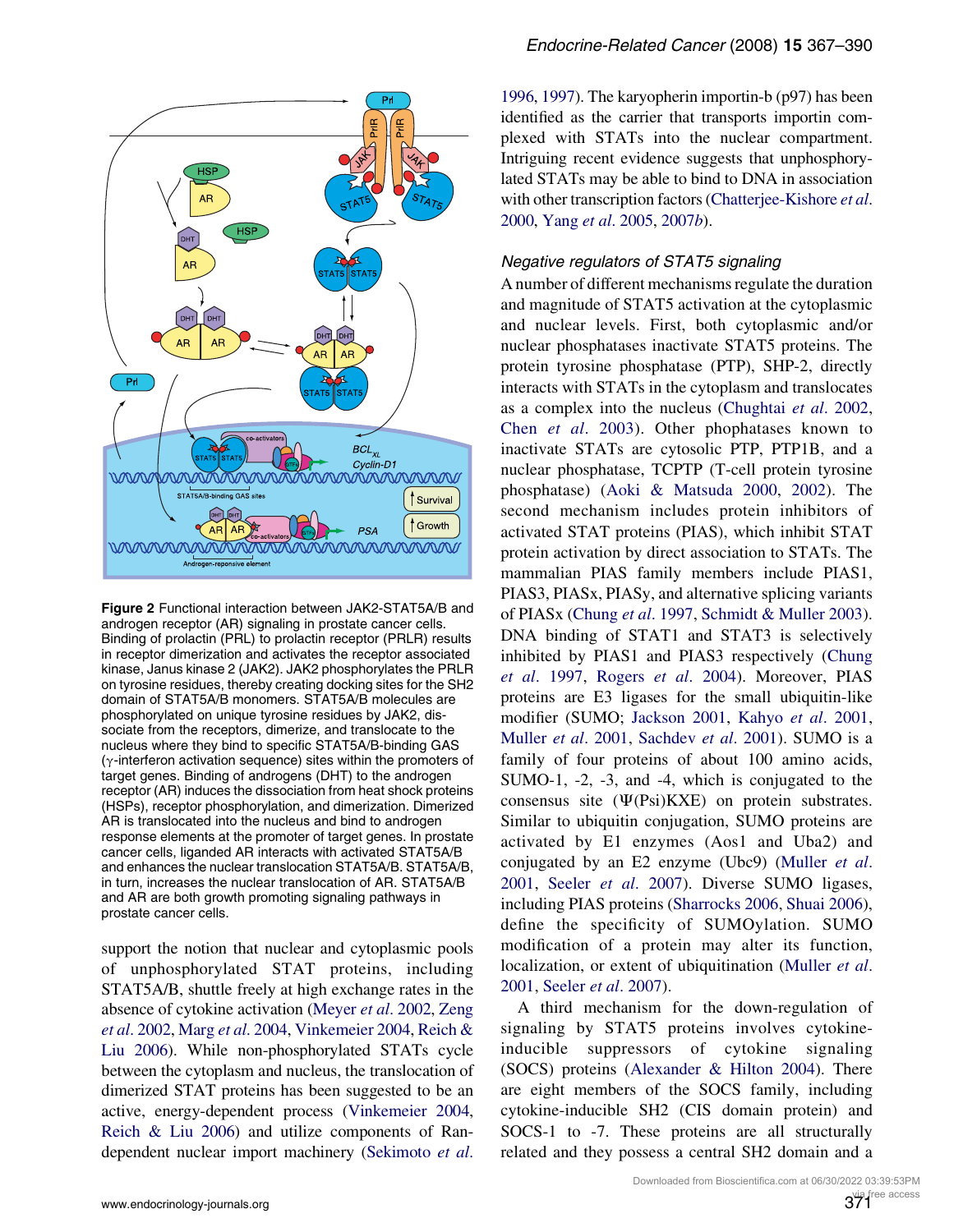**Figure 2** Functional interaction between JAK2-STAT5A/B and androgen receptor (AR) signaling in prostate cancer cells. Binding of prolactin (PRL) to prolactin receptor (PRLR) results in receptor dimerization and activates the receptor associated kinase, Janus kinase 2 (JAK2). JAK2 phosphorylates the PRLR on tyrosine residues, thereby creating docking sites for the SH2 domain of STAT5A/B monomers. STAT5A/B molecules are phosphorylated on unique tyrosine residues by JAK2, dissociate from the receptors, dimerize, and translocate to the nucleus where they bind to specific STAT5A/B-binding GAS ($\gamma$-interferon activation sequence) sites within the promoters of target genes. Binding of androgens (DHT) to the androgen receptor (AR) induces the dissociation from heat shock proteins (HSPs), receptor phosphorylation, and dimerization. Dimerized AR is translocated into the nucleus and bind to androgen response elements at the promoter of target genes. In prostate cancer cells, liganded AR interacts with activated STAT5A/B and enhances the nuclear translocation STAT5A/B. STAT5A/B, in turn, increases the nuclear translocation of AR. STAT5A/B and AR are both growth promoting signaling pathways in prostate cancer cells.

support the notion that nuclear and cytoplasmic pools of unphosphorylated STAT proteins, including STAT5A/B, shuttle freely at high exchange rates in the absence of cytokine activation (Meyer *et al.* 2002, Zeng *et al.* 2002, Marg *et al.* 2004, Vinkemeier 2004, Reich & Liu 2006). While non-phosphorylated STATs cycle between the cytoplasm and nucleus, the translocation of dimerized STAT proteins has been suggested to be an active, energy-dependent process (Vinkemeier 2004, Reich & Liu 2006) and utilize components of Ran-dependent nuclear import machinery (Sekimoto *et al.* 1996, 1997). The karyopherin importin-b (p97) has been identified as the carrier that transports importin complexed with STATs into the nuclear compartment. Intriguing recent evidence suggests that unphosphorylated STATs may be able to bind to DNA in association with other transcription factors (Chatterjee-Kishore *et al.* 2000, Yang *et al.* 2005, 2007*b*).

### *Negative regulators of STAT5 signaling*

A number of different mechanisms regulate the duration and magnitude of STAT5 activation at the cytoplasmic and nuclear levels. First, both cytoplasmic and/or nuclear phosphatases inactivate STAT5 proteins. The protein tyrosine phosphatase (PTP), SHP-2, directly interacts with STATs in the cytoplasm and translocates as a complex into the nucleus (Chughtai *et al.* 2002, Chen *et al.* 2003). Other phophatases known to inactivate STATs are cytosolic PTP, PTP1B, and a nuclear phosphatase, TCPTP (T-cell protein tyrosine phosphatase) (Aoki & Matsuda 2000, 2002). The second mechanism includes protein inhibitors of activated STAT proteins (PIAS), which inhibit STAT protein activation by direct association to STATs. The mammalian PIAS family members include PIAS1, PIAS3, PIASx, PIASy, and alternative splicing variants of PIASx (Chung *et al.* 1997, Schmidt & Muller 2003). DNA binding of STAT1 and STAT3 is selectively inhibited by PIAS1 and PIAS3 respectively (Chung *et al.* 1997, Rogers *et al.* 2004). Moreover, PIAS proteins are E3 ligases for the small ubiquitin-like modifier (SUMO; Jackson 2001, Kahyo *et al.* 2001, Muller *et al.* 2001, Sachdev *et al.* 2001). SUMO is a family of four proteins of about 100 amino acids, SUMO-1, -2, -3, and -4, which is conjugated to the consensus site ($\Psi$(Psi)KXE) on protein substrates. Similar to ubiquitin conjugation, SUMO proteins are activated by E1 enzymes (Aos1 and Uba2) and conjugated by an E2 enzyme (Ubc9) (Muller *et al.* 2001, Seeler *et al.* 2007). Diverse SUMO ligases, including PIAS proteins (Sharrocks 2006, Shuai 2006), define the specificity of SUMOylation. SUMO modification of a protein may alter its function, localization, or extent of ubiquitination (Muller *et al.* 2001, Seeler *et al.* 2007).

A third mechanism for the down-regulation of signaling by STAT5 proteins involves cytokine-inducible suppressors of cytokine signaling (SOCS) proteins (Alexander & Hilton 2004). There are eight members of the SOCS family, including cytokine-inducible SH2 (CIS domain protein) and SOCS-1 to -7. These proteins are all structurally related and they possess a central SH2 domain and a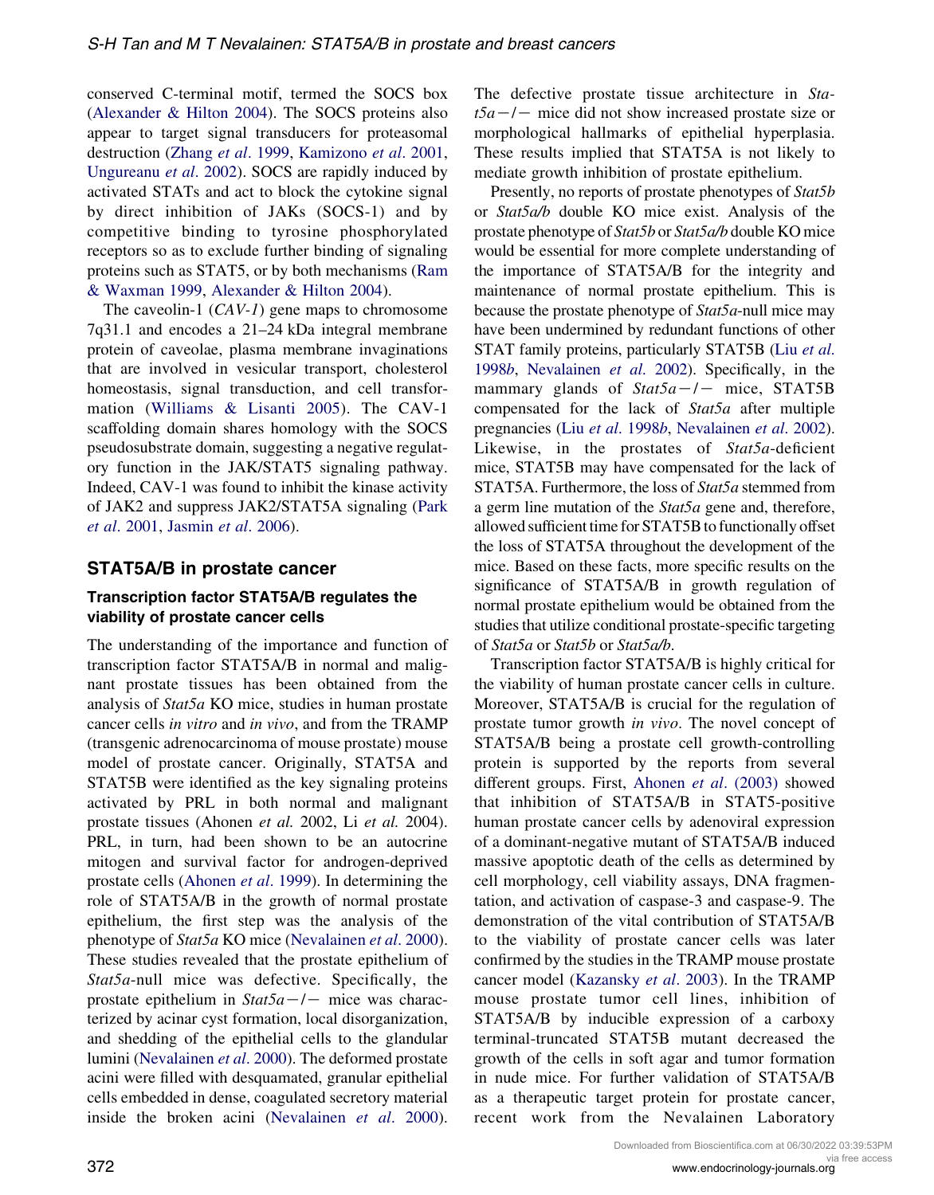conserved C-terminal motif, termed the SOCS box (Alexander & Hilton 2004). The SOCS proteins also appear to target signal transducers for proteasomal destruction (Zhang *et al*. 1999, Kamizono *et al*. 2001, Ungureanu *et al*. 2002). SOCS are rapidly induced by activated STATs and act to block the cytokine signal by direct inhibition of JAKs (SOCS-1) and by competitive binding to tyrosine phosphorylated receptors so as to exclude further binding of signaling proteins such as STAT5, or by both mechanisms (Ram & Waxman 1999, Alexander & Hilton 2004).

The caveolin-1 (*CAV-1*) gene maps to chromosome 7q31.1 and encodes a 21–24 kDa integral membrane protein of caveolae, plasma membrane invaginations that are involved in vesicular transport, cholesterol homeostasis, signal transduction, and cell transformation (Williams & Lisanti 2005). The CAV-1 scaffolding domain shares homology with the SOCS pseudosubstrate domain, suggesting a negative regulatory function in the JAK/STAT5 signaling pathway. Indeed, CAV-1 was found to inhibit the kinase activity of JAK2 and suppress JAK2/STAT5A signaling (Park *et al*. 2001, Jasmin *et al*. 2006).

## STAT5A/B in prostate cancer

### Transcription factor STAT5A/B regulates the viability of prostate cancer cells

The understanding of the importance and function of transcription factor STAT5A/B in normal and malignant prostate tissues has been obtained from the analysis of *Stat5a* KO mice, studies in human prostate cancer cells *in vitro* and *in vivo*, and from the TRAMP (transgenic adrenocarcinoma of mouse prostate) mouse model of prostate cancer. Originally, STAT5A and STAT5B were identified as the key signaling proteins activated by PRL in both normal and malignant prostate tissues (Ahonen *et al.* 2002, Li *et al.* 2004). PRL, in turn, had been shown to be an autocrine mitogen and survival factor for androgen-deprived prostate cells (Ahonen *et al*. 1999). In determining the role of STAT5A/B in the growth of normal prostate epithelium, the first step was the analysis of the phenotype of *Stat5a* KO mice (Nevalainen *et al*. 2000). These studies revealed that the prostate epithelium of *Stat5a*-null mice was defective. Specifically, the prostate epithelium in *Stat5a*−/− mice was characterized by acinar cyst formation, local disorganization, and shedding of the epithelial cells to the glandular lumini (Nevalainen *et al*. 2000). The deformed prostate acini were filled with desquamated, granular epithelial cells embedded in dense, coagulated secretory material inside the broken acini (Nevalainen *et al*. 2000). The defective prostate tissue architecture in *Stat5a*−/− mice did not show increased prostate size or morphological hallmarks of epithelial hyperplasia. These results implied that STAT5A is not likely to mediate growth inhibition of prostate epithelium.

Presently, no reports of prostate phenotypes of *Stat5b* or *Stat5a/b* double KO mice exist. Analysis of the prostate phenotype of *Stat5b* or *Stat5a/b* double KO mice would be essential for more complete understanding of the importance of STAT5A/B for the integrity and maintenance of normal prostate epithelium. This is because the prostate phenotype of *Stat5a*-null mice may have been undermined by redundant functions of other STAT family proteins, particularly STAT5B (Liu *et al.* 1998*b*, Nevalainen *et al.* 2002). Specifically, in the mammary glands of *Stat5a*−/− mice, STAT5B compensated for the lack of *Stat5a* after multiple pregnancies (Liu *et al*. 1998*b*, Nevalainen *et al*. 2002). Likewise, in the prostates of *Stat5a*-deficient mice, STAT5B may have compensated for the lack of STAT5A. Furthermore, the loss of *Stat5a* stemmed from a germ line mutation of the *Stat5a* gene and, therefore, allowed sufficient time for STAT5B to functionally offset the loss of STAT5A throughout the development of the mice. Based on these facts, more specific results on the significance of STAT5A/B in growth regulation of normal prostate epithelium would be obtained from the studies that utilize conditional prostate-specific targeting of *Stat5a* or *Stat5b* or *Stat5a/b*.

Transcription factor STAT5A/B is highly critical for the viability of human prostate cancer cells in culture. Moreover, STAT5A/B is crucial for the regulation of prostate tumor growth *in vivo*. The novel concept of STAT5A/B being a prostate cell growth-controlling protein is supported by the reports from several different groups. First, Ahonen *et al*. (2003) showed that inhibition of STAT5A/B in STAT5-positive human prostate cancer cells by adenoviral expression of a dominant-negative mutant of STAT5A/B induced massive apoptotic death of the cells as determined by cell morphology, cell viability assays, DNA fragmentation, and activation of caspase-3 and caspase-9. The demonstration of the vital contribution of STAT5A/B to the viability of prostate cancer cells was later confirmed by the studies in the TRAMP mouse prostate cancer model (Kazansky *et al*. 2003). In the TRAMP mouse prostate tumor cell lines, inhibition of STAT5A/B by inducible expression of a carboxy terminal-truncated STAT5B mutant decreased the growth of the cells in soft agar and tumor formation in nude mice. For further validation of STAT5A/B as a therapeutic target protein for prostate cancer, recent work from the Nevalainen Laboratory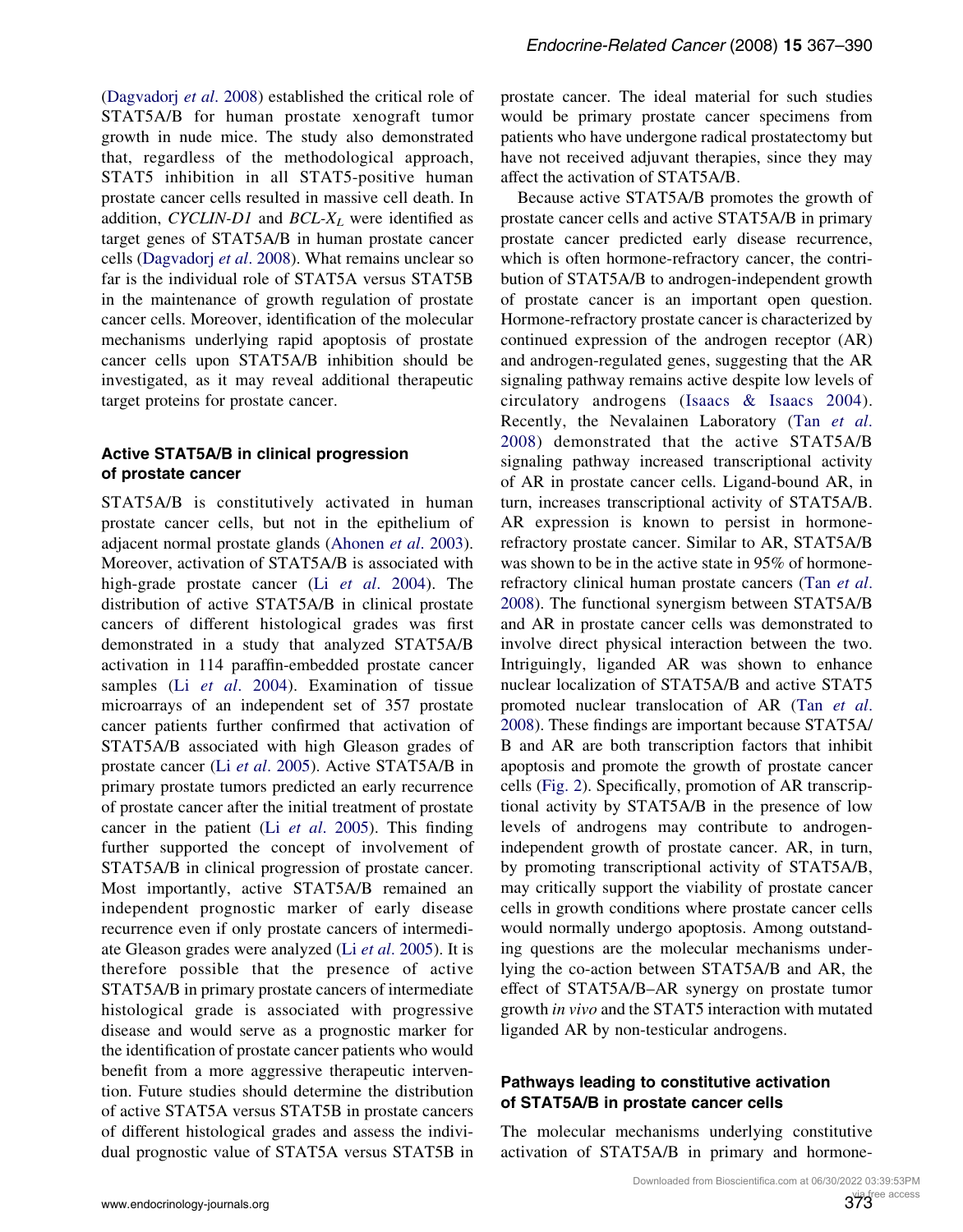(Dagvadorj *et al*. 2008) established the critical role of STAT5A/B for human prostate xenograft tumor growth in nude mice. The study also demonstrated that, regardless of the methodological approach, STAT5 inhibition in all STAT5-positive human prostate cancer cells resulted in massive cell death. In addition, *CYCLIN-D1* and *BCL-X$_L$* were identified as target genes of STAT5A/B in human prostate cancer cells (Dagvadorj *et al*. 2008). What remains unclear so far is the individual role of STAT5A versus STAT5B in the maintenance of growth regulation of prostate cancer cells. Moreover, identification of the molecular mechanisms underlying rapid apoptosis of prostate cancer cells upon STAT5A/B inhibition should be investigated, as it may reveal additional therapeutic target proteins for prostate cancer.

## Active STAT5A/B in clinical progression of prostate cancer

STAT5A/B is constitutively activated in human prostate cancer cells, but not in the epithelium of adjacent normal prostate glands (Ahonen *et al*. 2003). Moreover, activation of STAT5A/B is associated with high-grade prostate cancer (Li *et al*. 2004). The distribution of active STAT5A/B in clinical prostate cancers of different histological grades was first demonstrated in a study that analyzed STAT5A/B activation in 114 paraffin-embedded prostate cancer samples (Li *et al*. 2004). Examination of tissue microarrays of an independent set of 357 prostate cancer patients further confirmed that activation of STAT5A/B associated with high Gleason grades of prostate cancer (Li *et al*. 2005). Active STAT5A/B in primary prostate tumors predicted an early recurrence of prostate cancer after the initial treatment of prostate cancer in the patient (Li *et al*. 2005). This finding further supported the concept of involvement of STAT5A/B in clinical progression of prostate cancer. Most importantly, active STAT5A/B remained an independent prognostic marker of early disease recurrence even if only prostate cancers of intermediate Gleason grades were analyzed (Li *et al*. 2005). It is therefore possible that the presence of active STAT5A/B in primary prostate cancers of intermediate histological grade is associated with progressive disease and would serve as a prognostic marker for the identification of prostate cancer patients who would benefit from a more aggressive therapeutic intervention. Future studies should determine the distribution of active STAT5A versus STAT5B in prostate cancers of different histological grades and assess the individual prognostic value of STAT5A versus STAT5B in prostate cancer. The ideal material for such studies would be primary prostate cancer specimens from patients who have undergone radical prostatectomy but have not received adjuvant therapies, since they may affect the activation of STAT5A/B.

Because active STAT5A/B promotes the growth of prostate cancer cells and active STAT5A/B in primary prostate cancer predicted early disease recurrence, which is often hormone-refractory cancer, the contribution of STAT5A/B to androgen-independent growth of prostate cancer is an important open question. Hormone-refractory prostate cancer is characterized by continued expression of the androgen receptor (AR) and androgen-regulated genes, suggesting that the AR signaling pathway remains active despite low levels of circulatory androgens (Isaacs & Isaacs 2004). Recently, the Nevalainen Laboratory (Tan *et al*. 2008) demonstrated that the active STAT5A/B signaling pathway increased transcriptional activity of AR in prostate cancer cells. Ligand-bound AR, in turn, increases transcriptional activity of STAT5A/B. AR expression is known to persist in hormone-refractory prostate cancer. Similar to AR, STAT5A/B was shown to be in the active state in 95% of hormone-refractory clinical human prostate cancers (Tan *et al*. 2008). The functional synergism between STAT5A/B and AR in prostate cancer cells was demonstrated to involve direct physical interaction between the two. Intriguingly, liganded AR was shown to enhance nuclear localization of STAT5A/B and active STAT5 promoted nuclear translocation of AR (Tan *et al*. 2008). These findings are important because STAT5A/B and AR are both transcription factors that inhibit apoptosis and promote the growth of prostate cancer cells (Fig. 2). Specifically, promotion of AR transcriptional activity by STAT5A/B in the presence of low levels of androgens may contribute to androgen-independent growth of prostate cancer. AR, in turn, by promoting transcriptional activity of STAT5A/B, may critically support the viability of prostate cancer cells in growth conditions where prostate cancer cells would normally undergo apoptosis. Among outstanding questions are the molecular mechanisms underlying the co-action between STAT5A/B and AR, the effect of STAT5A/B–AR synergy on prostate tumor growth *in vivo* and the STAT5 interaction with mutated liganded AR by non-testicular androgens.

## Pathways leading to constitutive activation of STAT5A/B in prostate cancer cells

The molecular mechanisms underlying constitutive activation of STAT5A/B in primary and hormone-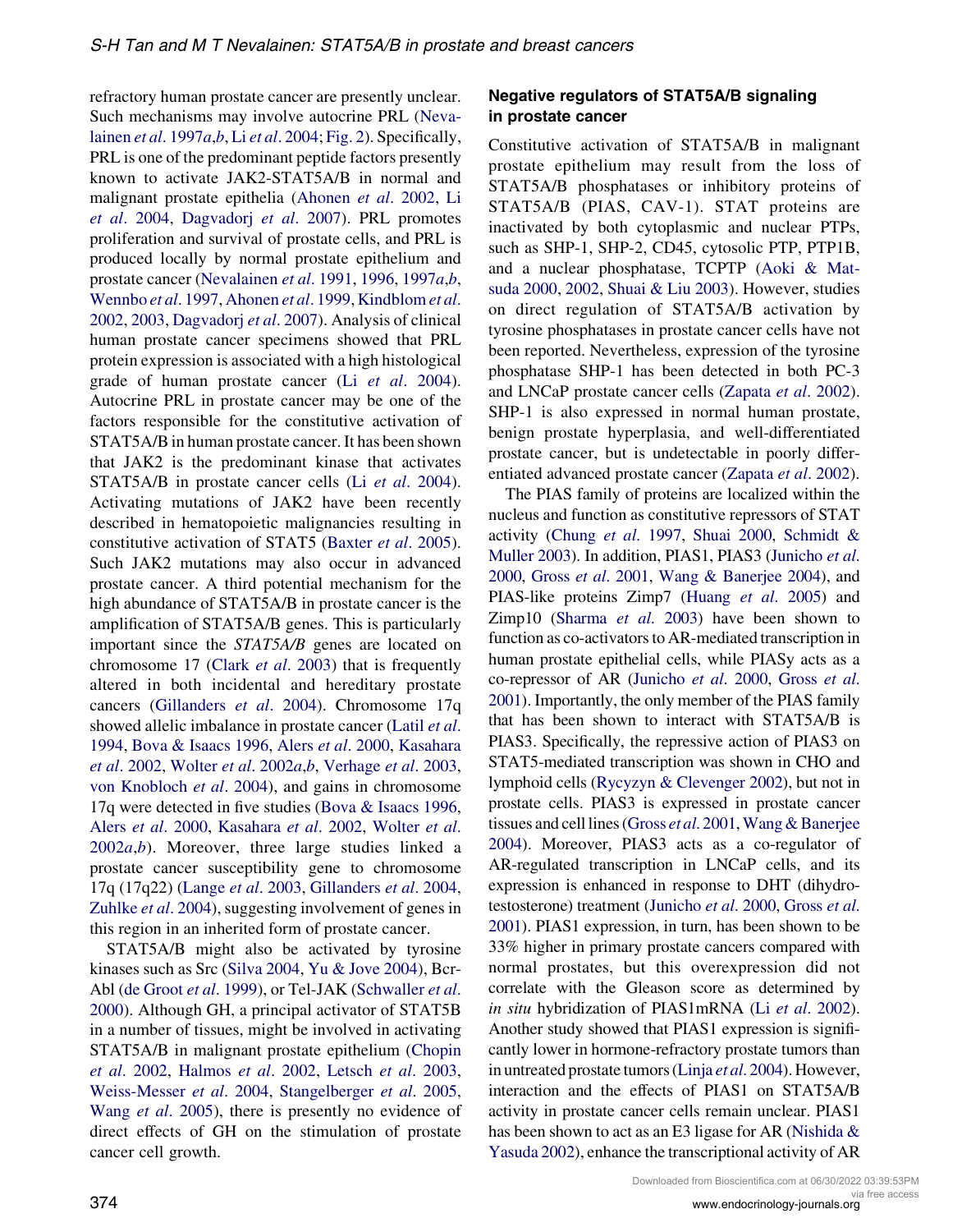refractory human prostate cancer are presently unclear. Such mechanisms may involve autocrine PRL (Nevalainen *et al.* 1997*a*,*b*, Li *et al.* 2004; Fig. 2). Specifically, PRL is one of the predominant peptide factors presently known to activate JAK2-STAT5A/B in normal and malignant prostate epithelia (Ahonen *et al.* 2002, Li *et al.* 2004, Dagvadorj *et al.* 2007). PRL promotes proliferation and survival of prostate cells, and PRL is produced locally by normal prostate epithelium and prostate cancer (Nevalainen *et al.* 1991, 1996, 1997*a*,*b*, Wennbo *et al.* 1997, Ahonen *et al.* 1999, Kindblom *et al.* 2002, 2003, Dagvadorj *et al.* 2007). Analysis of clinical human prostate cancer specimens showed that PRL protein expression is associated with a high histological grade of human prostate cancer (Li *et al.* 2004). Autocrine PRL in prostate cancer may be one of the factors responsible for the constitutive activation of STAT5A/B in human prostate cancer. It has been shown that JAK2 is the predominant kinase that activates STAT5A/B in prostate cancer cells (Li *et al.* 2004). Activating mutations of JAK2 have been recently described in hematopoietic malignancies resulting in constitutive activation of STAT5 (Baxter *et al.* 2005). Such JAK2 mutations may also occur in advanced prostate cancer. A third potential mechanism for the high abundance of STAT5A/B in prostate cancer is the amplification of STAT5A/B genes. This is particularly important since the *STAT5A/B* genes are located on chromosome 17 (Clark *et al.* 2003) that is frequently altered in both incidental and hereditary prostate cancers (Gillanders *et al.* 2004). Chromosome 17q showed allelic imbalance in prostate cancer (Latil *et al.* 1994, Bova & Isaacs 1996, Alers *et al.* 2000, Kasahara *et al.* 2002, Wolter *et al.* 2002*a*,*b*, Verhage *et al.* 2003, von Knobloch *et al.* 2004), and gains in chromosome 17q were detected in five studies (Bova & Isaacs 1996, Alers *et al.* 2000, Kasahara *et al.* 2002, Wolter *et al.* 2002*a*,*b*). Moreover, three large studies linked a prostate cancer susceptibility gene to chromosome 17q (17q22) (Lange *et al.* 2003, Gillanders *et al.* 2004, Zuhlke *et al.* 2004), suggesting involvement of genes in this region in an inherited form of prostate cancer.

STAT5A/B might also be activated by tyrosine kinases such as Src (Silva 2004, Yu & Jove 2004), Bcr-Abl (de Groot *et al.* 1999), or Tel-JAK (Schwaller *et al.* 2000). Although GH, a principal activator of STAT5B in a number of tissues, might be involved in activating STAT5A/B in malignant prostate epithelium (Chopin *et al.* 2002, Halmos *et al.* 2002, Letsch *et al.* 2003, Weiss-Messer *et al.* 2004, Stangelberger *et al.* 2005, Wang *et al.* 2005), there is presently no evidence of direct effects of GH on the stimulation of prostate cancer cell growth.

### Negative regulators of STAT5A/B signaling in prostate cancer

Constitutive activation of STAT5A/B in malignant prostate epithelium may result from the loss of STAT5A/B phosphatases or inhibitory proteins of STAT5A/B (PIAS, CAV-1). STAT proteins are inactivated by both cytoplasmic and nuclear PTPs, such as SHP-1, SHP-2, CD45, cytosolic PTP, PTP1B, and a nuclear phosphatase, TCPTP (Aoki & Matsuda 2000, 2002, Shuai & Liu 2003). However, studies on direct regulation of STAT5A/B activation by tyrosine phosphatases in prostate cancer cells have not been reported. Nevertheless, expression of the tyrosine phosphatase SHP-1 has been detected in both PC-3 and LNCaP prostate cancer cells (Zapata *et al.* 2002). SHP-1 is also expressed in normal human prostate, benign prostate hyperplasia, and well-differentiated prostate cancer, but is undetectable in poorly differentiated advanced prostate cancer (Zapata *et al.* 2002).

The PIAS family of proteins are localized within the nucleus and function as constitutive repressors of STAT activity (Chung *et al.* 1997, Shuai 2000, Schmidt & Muller 2003). In addition, PIAS1, PIAS3 (Junicho *et al.* 2000, Gross *et al.* 2001, Wang & Banerjee 2004), and PIAS-like proteins Zimp7 (Huang *et al.* 2005) and Zimp10 (Sharma *et al.* 2003) have been shown to function as co-activators to AR-mediated transcription in human prostate epithelial cells, while PIASy acts as a co-repressor of AR (Junicho *et al.* 2000, Gross *et al.* 2001). Importantly, the only member of the PIAS family that has been shown to interact with STAT5A/B is PIAS3. Specifically, the repressive action of PIAS3 on STAT5-mediated transcription was shown in CHO and lymphoid cells (Rycyzyn & Clevenger 2002), but not in prostate cells. PIAS3 is expressed in prostate cancer tissues and cell lines (Gross *et al.* 2001, Wang & Banerjee 2004). Moreover, PIAS3 acts as a co-regulator of AR-regulated transcription in LNCaP cells, and its expression is enhanced in response to DHT (dihydrotestosterone) treatment (Junicho *et al.* 2000, Gross *et al.* 2001). PIAS1 expression, in turn, has been shown to be 33% higher in primary prostate cancers compared with normal prostates, but this overexpression did not correlate with the Gleason score as determined by *in situ* hybridization of PIAS1mRNA (Li *et al.* 2002). Another study showed that PIAS1 expression is significantly lower in hormone-refractory prostate tumors than in untreated prostate tumors (Linja *et al.* 2004). However, interaction and the effects of PIAS1 on STAT5A/B activity in prostate cancer cells remain unclear. PIAS1 has been shown to act as an E3 ligase for AR (Nishida & Yasuda 2002), enhance the transcriptional activity of AR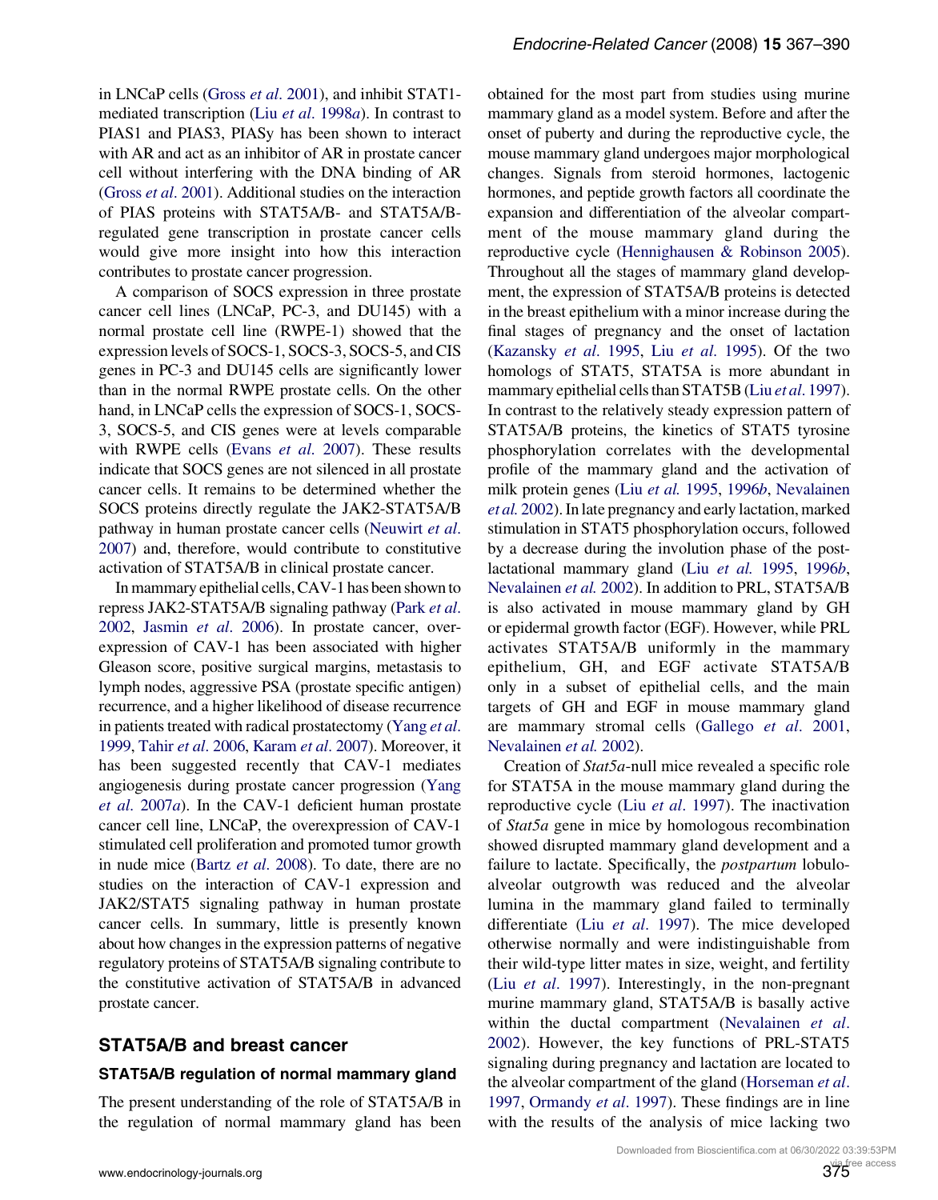in LNCaP cells (Gross *et al.* 2001), and inhibit STAT1-mediated transcription (Liu *et al.* 1998*a*). In contrast to PIAS1 and PIAS3, PIASy has been shown to interact with AR and act as an inhibitor of AR in prostate cancer cell without interfering with the DNA binding of AR (Gross *et al.* 2001). Additional studies on the interaction of PIAS proteins with STAT5A/B- and STAT5A/B-regulated gene transcription in prostate cancer cells would give more insight into how this interaction contributes to prostate cancer progression.

A comparison of SOCS expression in three prostate cancer cell lines (LNCaP, PC-3, and DU145) with a normal prostate cell line (RWPE-1) showed that the expression levels of SOCS-1, SOCS-3, SOCS-5, and CIS genes in PC-3 and DU145 cells are significantly lower than in the normal RWPE prostate cells. On the other hand, in LNCaP cells the expression of SOCS-1, SOCS-3, SOCS-5, and CIS genes were at levels comparable with RWPE cells (Evans *et al.* 2007). These results indicate that SOCS genes are not silenced in all prostate cancer cells. It remains to be determined whether the SOCS proteins directly regulate the JAK2-STAT5A/B pathway in human prostate cancer cells (Neuwirt *et al.* 2007) and, therefore, would contribute to constitutive activation of STAT5A/B in clinical prostate cancer.

In mammary epithelial cells, CAV-1 has been shown to repress JAK2-STAT5A/B signaling pathway (Park *et al.* 2002, Jasmin *et al.* 2006). In prostate cancer, overexpression of CAV-1 has been associated with higher Gleason score, positive surgical margins, metastasis to lymph nodes, aggressive PSA (prostate specific antigen) recurrence, and a higher likelihood of disease recurrence in patients treated with radical prostatectomy (Yang *et al.* 1999, Tahir *et al.* 2006, Karam *et al.* 2007). Moreover, it has been suggested recently that CAV-1 mediates angiogenesis during prostate cancer progression (Yang *et al.* 2007*a*). In the CAV-1 deficient human prostate cancer cell line, LNCaP, the overexpression of CAV-1 stimulated cell proliferation and promoted tumor growth in nude mice (Bartz *et al.* 2008). To date, there are no studies on the interaction of CAV-1 expression and JAK2/STAT5 signaling pathway in human prostate cancer cells. In summary, little is presently known about how changes in the expression patterns of negative regulatory proteins of STAT5A/B signaling contribute to the constitutive activation of STAT5A/B in advanced prostate cancer.

## STAT5A/B and breast cancer

### STAT5A/B regulation of normal mammary gland

The present understanding of the role of STAT5A/B in the regulation of normal mammary gland has been obtained for the most part from studies using murine mammary gland as a model system. Before and after the onset of puberty and during the reproductive cycle, the mouse mammary gland undergoes major morphological changes. Signals from steroid hormones, lactogenic hormones, and peptide growth factors all coordinate the expansion and differentiation of the alveolar compartment of the mouse mammary gland during the reproductive cycle (Hennighausen & Robinson 2005). Throughout all the stages of mammary gland development, the expression of STAT5A/B proteins is detected in the breast epithelium with a minor increase during the final stages of pregnancy and the onset of lactation (Kazansky *et al.* 1995, Liu *et al.* 1995). Of the two homologs of STAT5, STAT5A is more abundant in mammary epithelial cells than STAT5B (Liu *et al.* 1997). In contrast to the relatively steady expression pattern of STAT5A/B proteins, the kinetics of STAT5 tyrosine phosphorylation correlates with the developmental profile of the mammary gland and the activation of milk protein genes (Liu *et al.* 1995, 1996*b*, Nevalainen *et al.* 2002). In late pregnancy and early lactation, marked stimulation in STAT5 phosphorylation occurs, followed by a decrease during the involution phase of the post-lactational mammary gland (Liu *et al.* 1995, 1996*b*, Nevalainen *et al.* 2002). In addition to PRL, STAT5A/B is also activated in mouse mammary gland by GH or epidermal growth factor (EGF). However, while PRL activates STAT5A/B uniformly in the mammary epithelium, GH, and EGF activate STAT5A/B only in a subset of epithelial cells, and the main targets of GH and EGF in mouse mammary gland are mammary stromal cells (Gallego *et al.* 2001, Nevalainen *et al.* 2002).

Creation of *Stat5a*-null mice revealed a specific role for STAT5A in the mouse mammary gland during the reproductive cycle (Liu *et al.* 1997). The inactivation of *Stat5a* gene in mice by homologous recombination showed disrupted mammary gland development and a failure to lactate. Specifically, the *postpartum* lobulo-alveolar outgrowth was reduced and the alveolar lumina in the mammary gland failed to terminally differentiate (Liu *et al.* 1997). The mice developed otherwise normally and were indistinguishable from their wild-type litter mates in size, weight, and fertility (Liu *et al.* 1997). Interestingly, in the non-pregnant murine mammary gland, STAT5A/B is basally active within the ductal compartment (Nevalainen *et al.* 2002). However, the key functions of PRL-STAT5 signaling during pregnancy and lactation are located to the alveolar compartment of the gland (Horseman *et al.* 1997, Ormandy *et al.* 1997). These findings are in line with the results of the analysis of mice lacking two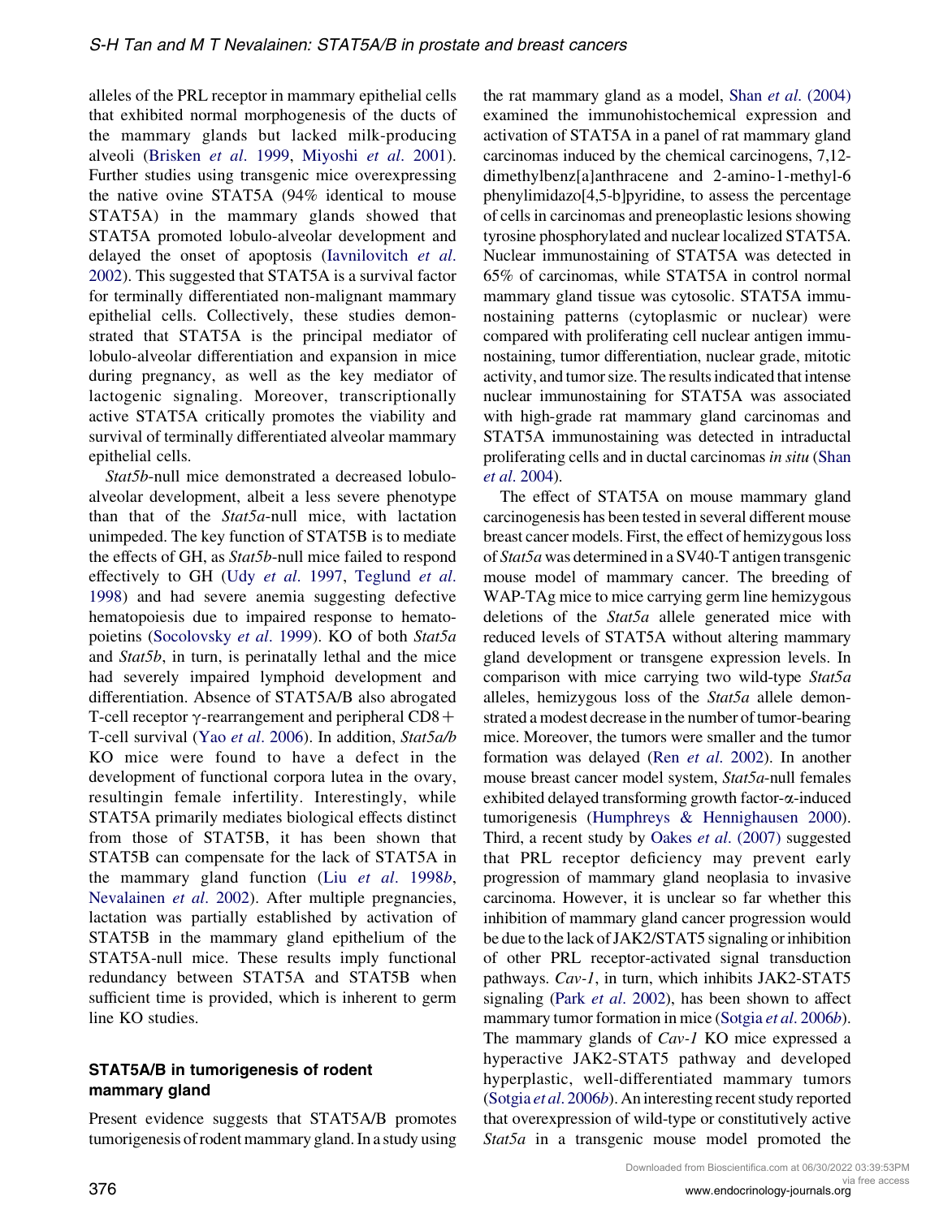alleles of the PRL receptor in mammary epithelial cells that exhibited normal morphogenesis of the ducts of the mammary glands but lacked milk-producing alveoli (Brisken *et al*. 1999, Miyoshi *et al*. 2001). Further studies using transgenic mice overexpressing the native ovine STAT5A (94% identical to mouse STAT5A) in the mammary glands showed that STAT5A promoted lobulo-alveolar development and delayed the onset of apoptosis (Iavnilovitch *et al*. 2002). This suggested that STAT5A is a survival factor for terminally differentiated non-malignant mammary epithelial cells. Collectively, these studies demonstrated that STAT5A is the principal mediator of lobulo-alveolar differentiation and expansion in mice during pregnancy, as well as the key mediator of lactogenic signaling. Moreover, transcriptionally active STAT5A critically promotes the viability and survival of terminally differentiated alveolar mammary epithelial cells.

*Stat5b*-null mice demonstrated a decreased lobulo-alveolar development, albeit a less severe phenotype than that of the *Stat5a*-null mice, with lactation unimpeded. The key function of STAT5B is to mediate the effects of GH, as *Stat5b*-null mice failed to respond effectively to GH (Udy *et al*. 1997, Teglund *et al*. 1998) and had severe anemia suggesting defective hematopoiesis due to impaired response to hematopoietins (Socolovsky *et al*. 1999). KO of both *Stat5a* and *Stat5b*, in turn, is perinatally lethal and the mice had severely impaired lymphoid development and differentiation. Absence of STAT5A/B also abrogated T-cell receptor γ-rearrangement and peripheral CD8+ T-cell survival (Yao *et al*. 2006). In addition, *Stat5a/b* KO mice were found to have a defect in the development of functional corpora lutea in the ovary, resultingin female infertility. Interestingly, while STAT5A primarily mediates biological effects distinct from those of STAT5B, it has been shown that STAT5B can compensate for the lack of STAT5A in the mammary gland function (Liu *et al*. 1998*b*, Nevalainen *et al*. 2002). After multiple pregnancies, lactation was partially established by activation of STAT5B in the mammary gland epithelium of the STAT5A-null mice. These results imply functional redundancy between STAT5A and STAT5B when sufficient time is provided, which is inherent to germ line KO studies.

### STAT5A/B in tumorigenesis of rodent mammary gland

Present evidence suggests that STAT5A/B promotes tumorigenesis of rodent mammary gland. In a study using the rat mammary gland as a model, Shan *et al*. (2004) examined the immunohistochemical expression and activation of STAT5A in a panel of rat mammary gland carcinomas induced by the chemical carcinogens, 7,12-dimethylbenz[a]anthracene and 2-amino-1-methyl-6 phenylimidazo[4,5-b]pyridine, to assess the percentage of cells in carcinomas and preneoplastic lesions showing tyrosine phosphorylated and nuclear localized STAT5A. Nuclear immunostaining of STAT5A was detected in 65% of carcinomas, while STAT5A in control normal mammary gland tissue was cytosolic. STAT5A immunostaining patterns (cytoplasmic or nuclear) were compared with proliferating cell nuclear antigen immunostaining, tumor differentiation, nuclear grade, mitotic activity, and tumor size. The results indicated that intense nuclear immunostaining for STAT5A was associated with high-grade rat mammary gland carcinomas and STAT5A immunostaining was detected in intraductal proliferating cells and in ductal carcinomas *in situ* (Shan *et al*. 2004).

The effect of STAT5A on mouse mammary gland carcinogenesis has been tested in several different mouse breast cancer models. First, the effect of hemizygous loss of *Stat5a* was determined in a SV40-T antigen transgenic mouse model of mammary cancer. The breeding of WAP-TAg mice to mice carrying germ line hemizygous deletions of the *Stat5a* allele generated mice with reduced levels of STAT5A without altering mammary gland development or transgene expression levels. In comparison with mice carrying two wild-type *Stat5a* alleles, hemizygous loss of the *Stat5a* allele demonstrated a modest decrease in the number of tumor-bearing mice. Moreover, the tumors were smaller and the tumor formation was delayed (Ren *et al*. 2002). In another mouse breast cancer model system, *Stat5a*-null females exhibited delayed transforming growth factor-α-induced tumorigenesis (Humphreys & Hennighausen 2000). Third, a recent study by Oakes *et al*. (2007) suggested that PRL receptor deficiency may prevent early progression of mammary gland neoplasia to invasive carcinoma. However, it is unclear so far whether this inhibition of mammary gland cancer progression would be due to the lack of JAK2/STAT5 signaling or inhibition of other PRL receptor-activated signal transduction pathways. *Cav-1*, in turn, which inhibits JAK2-STAT5 signaling (Park *et al*. 2002), has been shown to affect mammary tumor formation in mice (Sotgia *et al*. 2006*b*). The mammary glands of *Cav-1* KO mice expressed a hyperactive JAK2-STAT5 pathway and developed hyperplastic, well-differentiated mammary tumors (Sotgia *et al*. 2006*b*). An interesting recent study reported that overexpression of wild-type or constitutively active *Stat5a* in a transgenic mouse model promoted the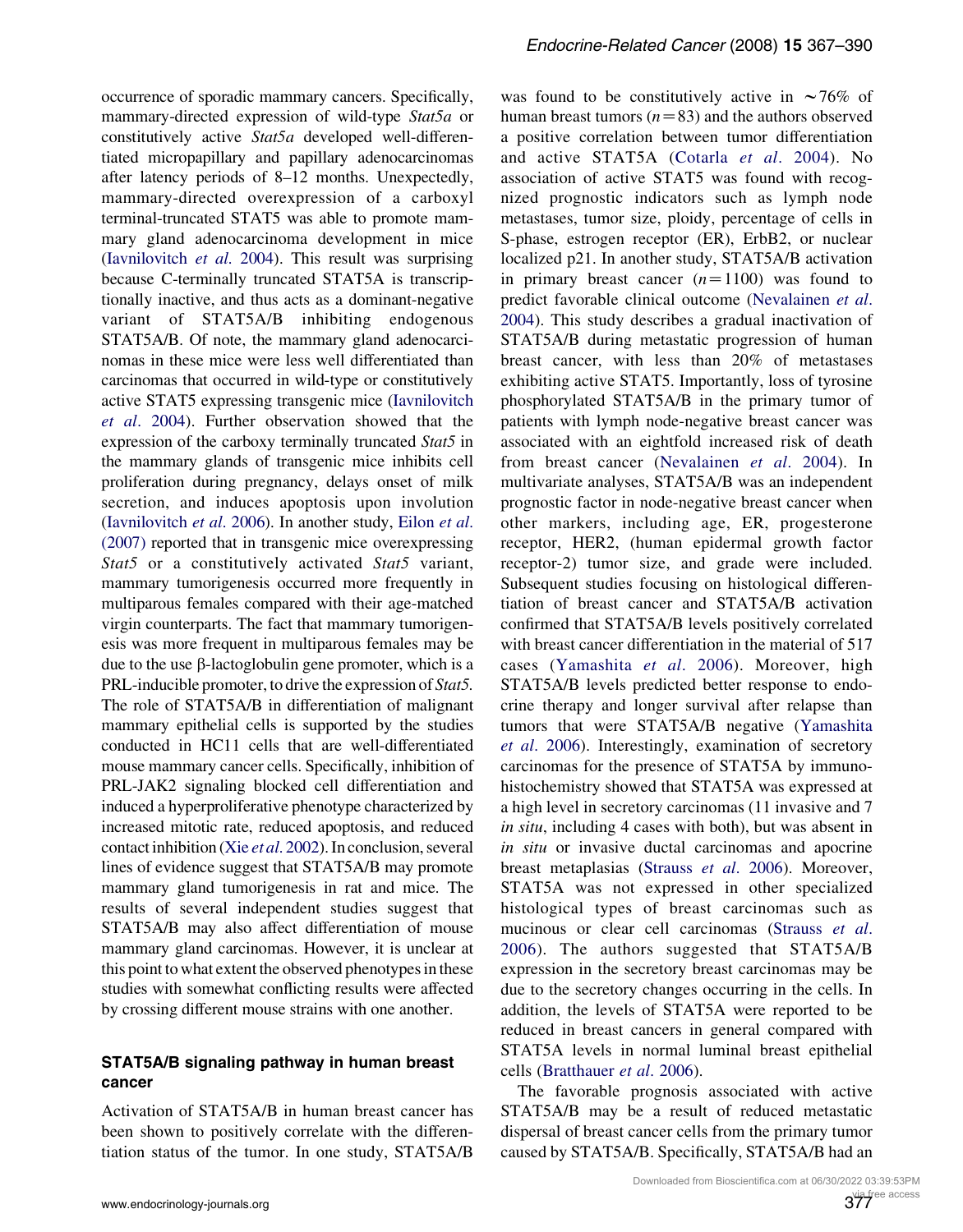occurrence of sporadic mammary cancers. Specifically, mammary-directed expression of wild-type *Stat5a* or constitutively active *Stat5a* developed well-differentiated micropapillary and papillary adenocarcinomas after latency periods of 8–12 months. Unexpectedly, mammary-directed overexpression of a carboxyl terminal-truncated STAT5 was able to promote mammary gland adenocarcinoma development in mice (Iavnilovitch *et al*. 2004). This result was surprising because C-terminally truncated STAT5A is transcriptionally inactive, and thus acts as a dominant-negative variant of STAT5A/B inhibiting endogenous STAT5A/B. Of note, the mammary gland adenocarcinomas in these mice were less well differentiated than carcinomas that occurred in wild-type or constitutively active STAT5 expressing transgenic mice (Iavnilovitch *et al*. 2004). Further observation showed that the expression of the carboxy terminally truncated *Stat5* in the mammary glands of transgenic mice inhibits cell proliferation during pregnancy, delays onset of milk secretion, and induces apoptosis upon involution (Iavnilovitch *et al*. 2006). In another study, Eilon *et al*. (2007) reported that in transgenic mice overexpressing *Stat5* or a constitutively activated *Stat5* variant, mammary tumorigenesis occurred more frequently in multiparous females compared with their age-matched virgin counterparts. The fact that mammary tumorigenesis was more frequent in multiparous females may be due to the use β-lactoglobulin gene promoter, which is a PRL-inducible promoter, to drive the expression of *Stat5*. The role of STAT5A/B in differentiation of malignant mammary epithelial cells is supported by the studies conducted in HC11 cells that are well-differentiated mouse mammary cancer cells. Specifically, inhibition of PRL-JAK2 signaling blocked cell differentiation and induced a hyperproliferative phenotype characterized by increased mitotic rate, reduced apoptosis, and reduced contact inhibition (Xie *et al*. 2002). In conclusion, several lines of evidence suggest that STAT5A/B may promote mammary gland tumorigenesis in rat and mice. The results of several independent studies suggest that STAT5A/B may also affect differentiation of mouse mammary gland carcinomas. However, it is unclear at this point to what extent the observed phenotypes in these studies with somewhat conflicting results were affected by crossing different mouse strains with one another.

## STAT5A/B signaling pathway in human breast cancer

Activation of STAT5A/B in human breast cancer has been shown to positively correlate with the differentiation status of the tumor. In one study, STAT5A/B was found to be constitutively active in ~76% of human breast tumors ($n=83$) and the authors observed a positive correlation between tumor differentiation and active STAT5A (Cotarla *et al*. 2004). No association of active STAT5 was found with recognized prognostic indicators such as lymph node metastases, tumor size, ploidy, percentage of cells in S-phase, estrogen receptor (ER), ErbB2, or nuclear localized p21. In another study, STAT5A/B activation in primary breast cancer ($n=1100$) was found to predict favorable clinical outcome (Nevalainen *et al*. 2004). This study describes a gradual inactivation of STAT5A/B during metastatic progression of human breast cancer, with less than 20% of metastases exhibiting active STAT5. Importantly, loss of tyrosine phosphorylated STAT5A/B in the primary tumor of patients with lymph node-negative breast cancer was associated with an eightfold increased risk of death from breast cancer (Nevalainen *et al*. 2004). In multivariate analyses, STAT5A/B was an independent prognostic factor in node-negative breast cancer when other markers, including age, ER, progesterone receptor, HER2, (human epidermal growth factor receptor-2) tumor size, and grade were included. Subsequent studies focusing on histological differentiation of breast cancer and STAT5A/B activation confirmed that STAT5A/B levels positively correlated with breast cancer differentiation in the material of 517 cases (Yamashita *et al*. 2006). Moreover, high STAT5A/B levels predicted better response to endocrine therapy and longer survival after relapse than tumors that were STAT5A/B negative (Yamashita *et al*. 2006). Interestingly, examination of secretory carcinomas for the presence of STAT5A by immunohistochemistry showed that STAT5A was expressed at a high level in secretory carcinomas (11 invasive and 7 *in situ*, including 4 cases with both), but was absent in *in situ* or invasive ductal carcinomas and apocrine breast metaplasias (Strauss *et al*. 2006). Moreover, STAT5A was not expressed in other specialized histological types of breast carcinomas such as mucinous or clear cell carcinomas (Strauss *et al*. 2006). The authors suggested that STAT5A/B expression in the secretory breast carcinomas may be due to the secretory changes occurring in the cells. In addition, the levels of STAT5A were reported to be reduced in breast cancers in general compared with STAT5A levels in normal luminal breast epithelial cells (Bratthauer *et al*. 2006).

The favorable prognosis associated with active STAT5A/B may be a result of reduced metastatic dispersal of breast cancer cells from the primary tumor caused by STAT5A/B. Specifically, STAT5A/B had an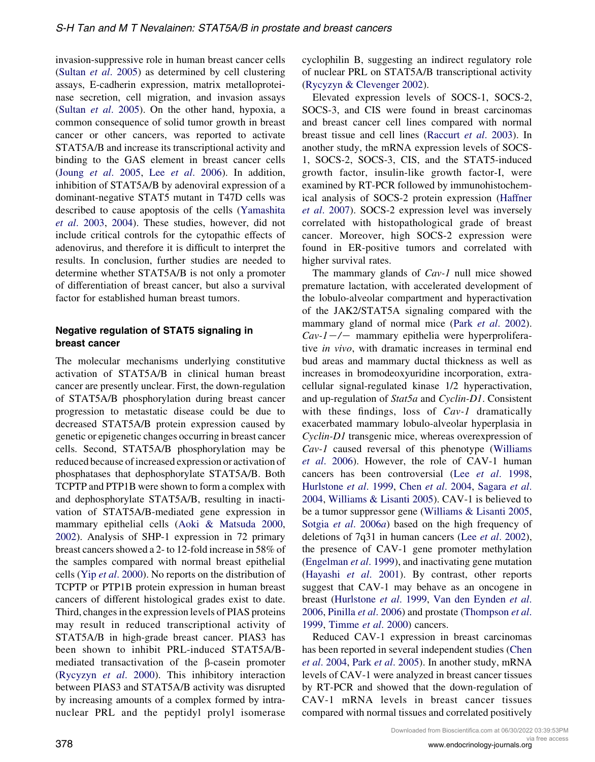invasion-suppressive role in human breast cancer cells (Sultan *et al*. 2005) as determined by cell clustering assays, E-cadherin expression, matrix metalloproteinase secretion, cell migration, and invasion assays (Sultan *et al*. 2005). On the other hand, hypoxia, a common consequence of solid tumor growth in breast cancer or other cancers, was reported to activate STAT5A/B and increase its transcriptional activity and binding to the GAS element in breast cancer cells (Joung *et al*. 2005, Lee *et al*. 2006). In addition, inhibition of STAT5A/B by adenoviral expression of a dominant-negative STAT5 mutant in T47D cells was described to cause apoptosis of the cells (Yamashita *et al*. 2003, 2004). These studies, however, did not include critical controls for the cytopathic effects of adenovirus, and therefore it is difficult to interpret the results. In conclusion, further studies are needed to determine whether STAT5A/B is not only a promoter of differentiation of breast cancer, but also a survival factor for established human breast tumors.

### Negative regulation of STAT5 signaling in breast cancer

The molecular mechanisms underlying constitutive activation of STAT5A/B in clinical human breast cancer are presently unclear. First, the down-regulation of STAT5A/B phosphorylation during breast cancer progression to metastatic disease could be due to decreased STAT5A/B protein expression caused by genetic or epigenetic changes occurring in breast cancer cells. Second, STAT5A/B phosphorylation may be reduced because of increased expression or activation of phosphatases that dephosphorylate STAT5A/B. Both TCPTP and PTP1B were shown to form a complex with and dephosphorylate STAT5A/B, resulting in inactivation of STAT5A/B-mediated gene expression in mammary epithelial cells (Aoki & Matsuda 2000, 2002). Analysis of SHP-1 expression in 72 primary breast cancers showed a 2- to 12-fold increase in 58% of the samples compared with normal breast epithelial cells (Yip *et al*. 2000). No reports on the distribution of TCPTP or PTP1B protein expression in human breast cancers of different histological grades exist to date. Third, changes in the expression levels of PIAS proteins may result in reduced transcriptional activity of STAT5A/B in high-grade breast cancer. PIAS3 has been shown to inhibit PRL-induced STAT5A/B-mediated transactivation of the β-casein promoter (Rycyzyn *et al*. 2000). This inhibitory interaction between PIAS3 and STAT5A/B activity was disrupted by increasing amounts of a complex formed by intranuclear PRL and the peptidyl prolyl isomerase cyclophilin B, suggesting an indirect regulatory role of nuclear PRL on STAT5A/B transcriptional activity (Rycyzyn & Clevenger 2002).

Elevated expression levels of SOCS-1, SOCS-2, SOCS-3, and CIS were found in breast carcinomas and breast cancer cell lines compared with normal breast tissue and cell lines (Raccurt *et al*. 2003). In another study, the mRNA expression levels of SOCS-1, SOCS-2, SOCS-3, CIS, and the STAT5-induced growth factor, insulin-like growth factor-I, were examined by RT-PCR followed by immunohistochemical analysis of SOCS-2 protein expression (Haffner *et al*. 2007). SOCS-2 expression level was inversely correlated with histopathological grade of breast cancer. Moreover, high SOCS-2 expression were found in ER-positive tumors and correlated with higher survival rates.

The mammary glands of *Cav-1* null mice showed premature lactation, with accelerated development of the lobulo-alveolar compartment and hyperactivation of the JAK2/STAT5A signaling compared with the mammary gland of normal mice (Park *et al*. 2002). *Cav-1 −/−* mammary epithelia were hyperproliferative *in vivo*, with dramatic increases in terminal end bud areas and mammary ductal thickness as well as increases in bromodeoxyuridine incorporation, extracellular signal-regulated kinase 1/2 hyperactivation, and up-regulation of *Stat5a* and *Cyclin-D1*. Consistent with these findings, loss of *Cav-1* dramatically exacerbated mammary lobulo-alveolar hyperplasia in *Cyclin-D1* transgenic mice, whereas overexpression of *Cav-1* caused reversal of this phenotype (Williams *et al*. 2006). However, the role of CAV-1 human cancers has been controversial (Lee *et al*. 1998, Hurlstone *et al*. 1999, Chen *et al*. 2004, Sagara *et al*. 2004, Williams & Lisanti 2005). CAV-1 is believed to be a tumor suppressor gene (Williams & Lisanti 2005, Sotgia *et al*. 2006*a*) based on the high frequency of deletions of 7q31 in human cancers (Lee *et al*. 2002), the presence of CAV-1 gene promoter methylation (Engelman *et al*. 1999), and inactivating gene mutation (Hayashi *et al*. 2001). By contrast, other reports suggest that CAV-1 may behave as an oncogene in breast (Hurlstone *et al*. 1999, Van den Eynden *et al*. 2006, Pinilla *et al*. 2006) and prostate (Thompson *et al*. 1999, Timme *et al*. 2000) cancers.

Reduced CAV-1 expression in breast carcinomas has been reported in several independent studies (Chen *et al*. 2004, Park *et al*. 2005). In another study, mRNA levels of CAV-1 were analyzed in breast cancer tissues by RT-PCR and showed that the down-regulation of CAV-1 mRNA levels in breast cancer tissues compared with normal tissues and correlated positively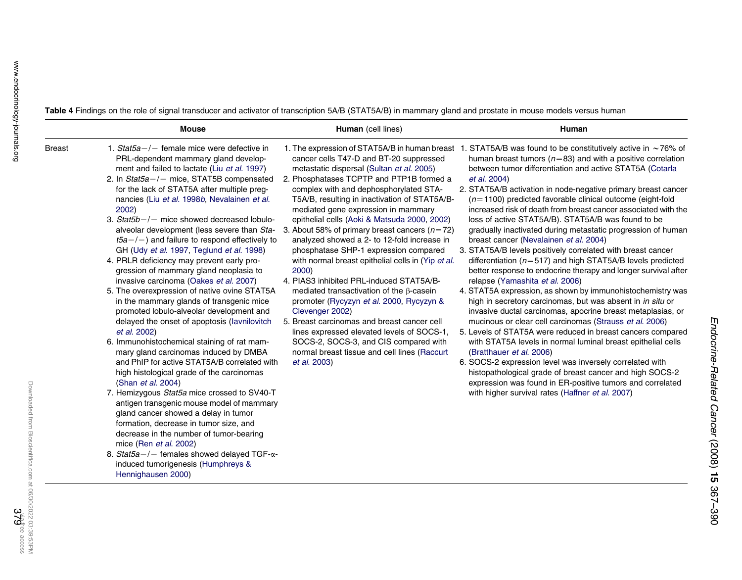**Table 4** Findings on the role of signal transducer and activator of transcription 5A/B (STAT5A/B) in mammary gland and prostate in mouse models versus human

| | Mouse | Human (cell lines) | Human |
|---|---|---|---|
| Breast | 1. *Stat5a*−/− female mice were defective in PRL-dependent mammary gland development and failed to lactate (Liu *et al.* 1997)<br>2. In *Stat5a*−/− mice, STAT5B compensated for the lack of STAT5A after multiple pregnancies (Liu *et al.* 1998*b*, Nevalainen *et al.* 2002)<br>3. *Stat5b*−/− mice showed decreased lobulo-alveolar development (less severe than *Stat5a*−/−) and failure to respond effectively to GH (Udy *et al.* 1997, Teglund *et al.* 1998)<br>4. PRLR deficiency may prevent early progression of mammary gland neoplasia to invasive carcinoma (Oakes *et al.* 2007)<br>5. The overexpression of native ovine STAT5A in the mammary glands of transgenic mice promoted lobulo-alveolar development and delayed the onset of apoptosis (Iavnilovitch *et al.* 2002)<br>6. Immunohistochemical staining of rat mammary gland carcinomas induced by DMBA and PhIP for active STAT5A/B correlated with high histological grade of the carcinomas (Shan *et al.* 2004)<br>7. Hemizygous *Stat5a* mice crossed to SV40-T antigen transgenic mouse model of mammary gland cancer showed a delay in tumor formation, decrease in tumor size, and decrease in the number of tumor-bearing mice (Ren *et al.* 2002)<br>8. *Stat5a*−/− females showed delayed TGF-α-induced tumorigenesis (Humphreys & Hennighausen 2000) | 1. The expression of STAT5A/B in human breast cancer cells T47-D and BT-20 suppressed metastatic dispersal (Sultan *et al.* 2005)<br>2. Phosphatases TCPTP and PTP1B formed a complex with and dephosphorylated STAT5A/B, resulting in inactivation of STAT5A/B-mediated gene expression in mammary epithelial cells (Aoki & Matsuda 2000, 2002)<br>3. About 58% of primary breast cancers ($n$=72) analyzed showed a 2- to 12-fold increase in phosphatase SHP-1 expression compared with normal breast epithelial cells in (Yip *et al.* 2000)<br>4. PIAS3 inhibited PRL-induced STAT5A/B-mediated transactivation of the β-casein promoter (Rycyzyn *et al.* 2000, Rycyzyn & Clevenger 2002)<br>5. Breast carcinomas and breast cancer cell lines expressed elevated levels of SOCS-1, SOCS-2, SOCS-3, and CIS compared with normal breast tissue and cell lines (Raccurt *et al.* 2003) | 1. STAT5A/B was found to be constitutively active in ∼76% of human breast tumors ($n$=83) and with a positive correlation between tumor differentiation and active STAT5A (Cotarla *et al.* 2004)<br>2. STAT5A/B activation in node-negative primary breast cancer ($n$=1100) predicted favorable clinical outcome (eight-fold increased risk of death from breast cancer associated with the loss of active STAT5A/B). STAT5A/B was found to be gradually inactivated during metastatic progression of human breast cancer (Nevalainen *et al.* 2004)<br>3. STAT5A/B levels positively correlated with breast cancer differentiation ($n$=517) and high STAT5A/B levels predicted better response to endocrine therapy and longer survival after relapse (Yamashita *et al.* 2006)<br>4. STAT5A expression, as shown by immunohistochemistry was high in secretory carcinomas, but was absent in *in situ* or invasive ductal carcinomas, apocrine breast metaplasias, or mucinous or clear cell carcinomas (Strauss *et al.* 2006)<br>5. Levels of STAT5A were reduced in breast cancers compared with STAT5A levels in normal luminal breast epithelial cells (Bratthauer *et al.* 2006)<br>6. SOCS-2 expression level was inversely correlated with histopathological grade of breast cancer and high SOCS-2 expression was found in ER-positive tumors and correlated with higher survival rates (Haffner *et al.* 2007) |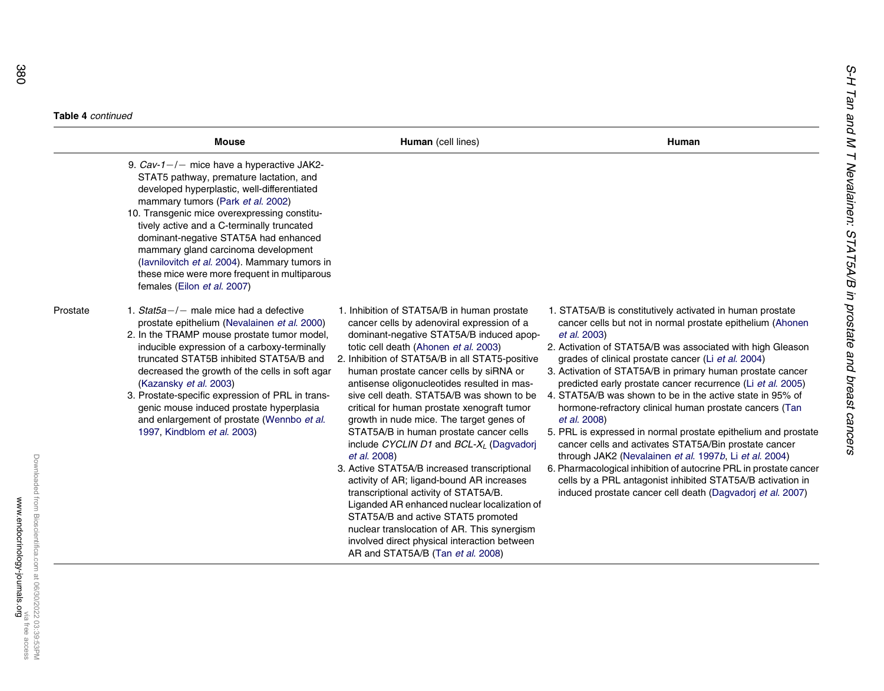**Table 4** *continued*

| | Mouse | **Human** (cell lines) | Human |
|---|---|---|---|
| | 9. *Cav-1*−/− mice have a hyperactive JAK2-STAT5 pathway, premature lactation, and developed hyperplastic, well-differentiated mammary tumors (Park *et al.* 2002)<br>10. Transgenic mice overexpressing constitutively active and a C-terminally truncated dominant-negative STAT5A had enhanced mammary gland carcinoma development (Iavnilovitch *et al.* 2004). Mammary tumors in these mice were more frequent in multiparous females (Eilon *et al.* 2007) | | |
| Prostate | 1. *Stat5a*−/− male mice had a defective prostate epithelium (Nevalainen *et al.* 2000)<br>2. In the TRAMP mouse prostate tumor model, inducible expression of a carboxy-terminally truncated STAT5B inhibited STAT5A/B and decreased the growth of the cells in soft agar (Kazansky *et al.* 2003)<br>3. Prostate-specific expression of PRL in transgenic mouse induced prostate hyperplasia and enlargement of prostate (Wennbo *et al.* 1997, Kindblom *et al.* 2003) | 1. Inhibition of STAT5A/B in human prostate cancer cells by adenoviral expression of a dominant-negative STAT5A/B induced apoptotic cell death (Ahonen *et al.* 2003)<br>2. Inhibition of STAT5A/B in all STAT5-positive human prostate cancer cells by siRNA or antisense oligonucleotides resulted in massive cell death. STAT5A/B was shown to be critical for human prostate xenograft tumor growth in nude mice. The target genes of STAT5A/B in human prostate cancer cells include *CYCLIN D1* and *BCL-X*$_L$ (Dagvadorj *et al.* 2008)<br>3. Active STAT5A/B increased transcriptional activity of AR; ligand-bound AR increases transcriptional activity of STAT5A/B. Liganded AR enhanced nuclear localization of STAT5A/B and active STAT5 promoted nuclear translocation of AR. This synergism involved direct physical interaction between AR and STAT5A/B (Tan *et al.* 2008) | 1. STAT5A/B is constitutively activated in human prostate cancer cells but not in normal prostate epithelium (Ahonen *et al.* 2003)<br>2. Activation of STAT5A/B was associated with high Gleason grades of clinical prostate cancer (Li *et al.* 2004)<br>3. Activation of STAT5A/B in primary human prostate cancer predicted early prostate cancer recurrence (Li *et al.* 2005)<br>4. STAT5A/B was shown to be in the active state in 95% of hormone-refractory clinical human prostate cancers (Tan *et al.* 2008)<br>5. PRL is expressed in normal prostate epithelium and prostate cancer cells and activates STAT5A/Bin prostate cancer through JAK2 (Nevalainen *et al.* 1997*b*, Li *et al.* 2004)<br>6. Pharmacological inhibition of autocrine PRL in prostate cancer cells by a PRL antagonist inhibited STAT5A/B activation in induced prostate cancer cell death (Dagvadorj *et al.* 2007) |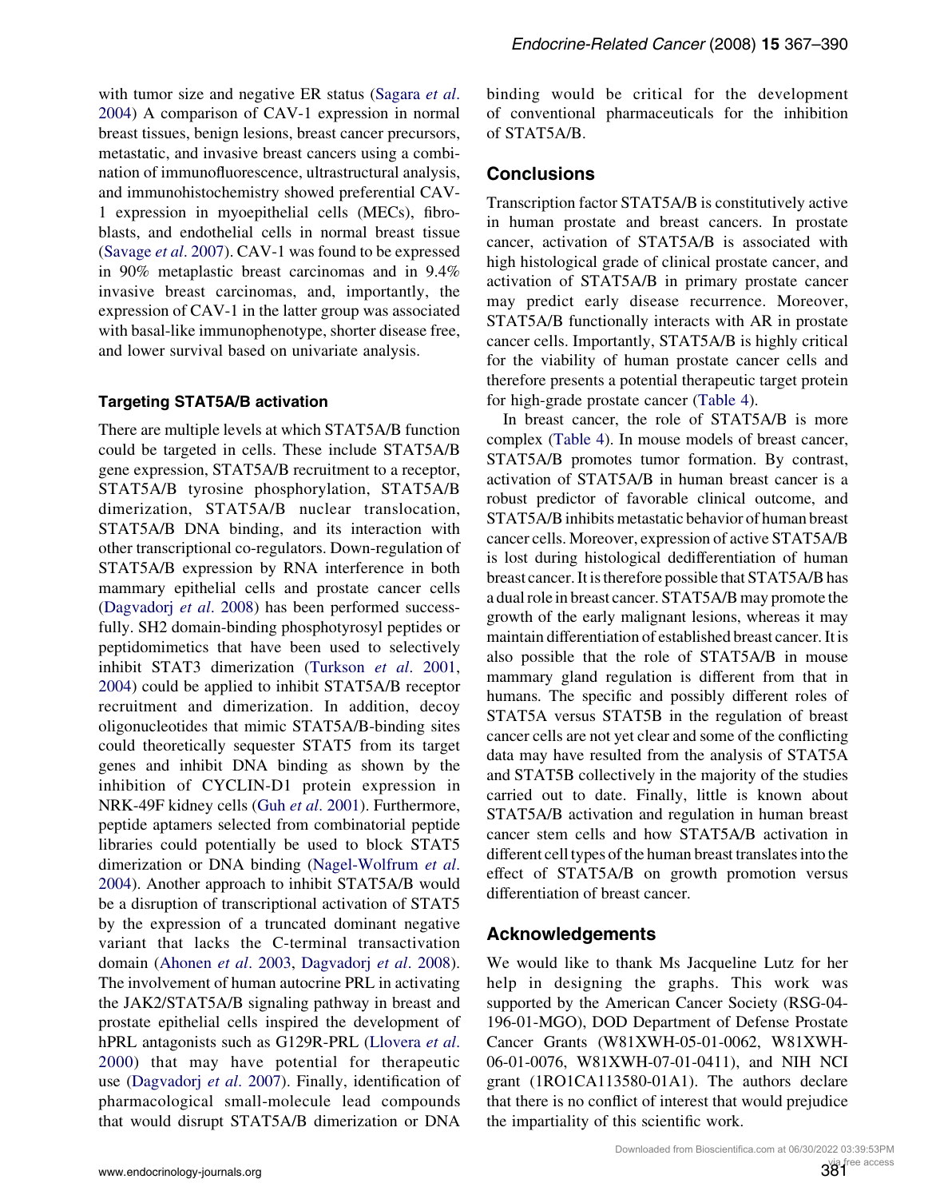with tumor size and negative ER status (Sagara *et al*. 2004) A comparison of CAV-1 expression in normal breast tissues, benign lesions, breast cancer precursors, metastatic, and invasive breast cancers using a combination of immunofluorescence, ultrastructural analysis, and immunohistochemistry showed preferential CAV-1 expression in myoepithelial cells (MECs), fibroblasts, and endothelial cells in normal breast tissue (Savage *et al*. 2007). CAV-1 was found to be expressed in 90% metaplastic breast carcinomas and in 9.4% invasive breast carcinomas, and, importantly, the expression of CAV-1 in the latter group was associated with basal-like immunophenotype, shorter disease free, and lower survival based on univariate analysis.

### Targeting STAT5A/B activation

There are multiple levels at which STAT5A/B function could be targeted in cells. These include STAT5A/B gene expression, STAT5A/B recruitment to a receptor, STAT5A/B tyrosine phosphorylation, STAT5A/B dimerization, STAT5A/B nuclear translocation, STAT5A/B DNA binding, and its interaction with other transcriptional co-regulators. Down-regulation of STAT5A/B expression by RNA interference in both mammary epithelial cells and prostate cancer cells (Dagvadorj *et al*. 2008) has been performed successfully. SH2 domain-binding phosphotyrosyl peptides or peptidomimetics that have been used to selectively inhibit STAT3 dimerization (Turkson *et al*. 2001, 2004) could be applied to inhibit STAT5A/B receptor recruitment and dimerization. In addition, decoy oligonucleotides that mimic STAT5A/B-binding sites could theoretically sequester STAT5 from its target genes and inhibit DNA binding as shown by the inhibition of CYCLIN-D1 protein expression in NRK-49F kidney cells (Guh *et al*. 2001). Furthermore, peptide aptamers selected from combinatorial peptide libraries could potentially be used to block STAT5 dimerization or DNA binding (Nagel-Wolfrum *et al*. 2004). Another approach to inhibit STAT5A/B would be a disruption of transcriptional activation of STAT5 by the expression of a truncated dominant negative variant that lacks the C-terminal transactivation domain (Ahonen *et al*. 2003, Dagvadorj *et al*. 2008). The involvement of human autocrine PRL in activating the JAK2/STAT5A/B signaling pathway in breast and prostate epithelial cells inspired the development of hPRL antagonists such as G129R-PRL (Llovera *et al*. 2000) that may have potential for therapeutic use (Dagvadorj *et al*. 2007). Finally, identification of pharmacological small-molecule lead compounds that would disrupt STAT5A/B dimerization or DNA binding would be critical for the development of conventional pharmaceuticals for the inhibition of STAT5A/B.

## Conclusions

Transcription factor STAT5A/B is constitutively active in human prostate and breast cancers. In prostate cancer, activation of STAT5A/B is associated with high histological grade of clinical prostate cancer, and activation of STAT5A/B in primary prostate cancer may predict early disease recurrence. Moreover, STAT5A/B functionally interacts with AR in prostate cancer cells. Importantly, STAT5A/B is highly critical for the viability of human prostate cancer cells and therefore presents a potential therapeutic target protein for high-grade prostate cancer (Table 4).

In breast cancer, the role of STAT5A/B is more complex (Table 4). In mouse models of breast cancer, STAT5A/B promotes tumor formation. By contrast, activation of STAT5A/B in human breast cancer is a robust predictor of favorable clinical outcome, and STAT5A/B inhibits metastatic behavior of human breast cancer cells. Moreover, expression of active STAT5A/B is lost during histological dedifferentiation of human breast cancer. It is therefore possible that STAT5A/B has a dual role in breast cancer. STAT5A/B may promote the growth of the early malignant lesions, whereas it may maintain differentiation of established breast cancer. It is also possible that the role of STAT5A/B in mouse mammary gland regulation is different from that in humans. The specific and possibly different roles of STAT5A versus STAT5B in the regulation of breast cancer cells are not yet clear and some of the conflicting data may have resulted from the analysis of STAT5A and STAT5B collectively in the majority of the studies carried out to date. Finally, little is known about STAT5A/B activation and regulation in human breast cancer stem cells and how STAT5A/B activation in different cell types of the human breast translates into the effect of STAT5A/B on growth promotion versus differentiation of breast cancer.

## Acknowledgements

We would like to thank Ms Jacqueline Lutz for her help in designing the graphs. This work was supported by the American Cancer Society (RSG-04-196-01-MGO), DOD Department of Defense Prostate Cancer Grants (W81XWH-05-01-0062, W81XWH-06-01-0076, W81XWH-07-01-0411), and NIH NCI grant (1RO1CA113580-01A1). The authors declare that there is no conflict of interest that would prejudice the impartiality of this scientific work.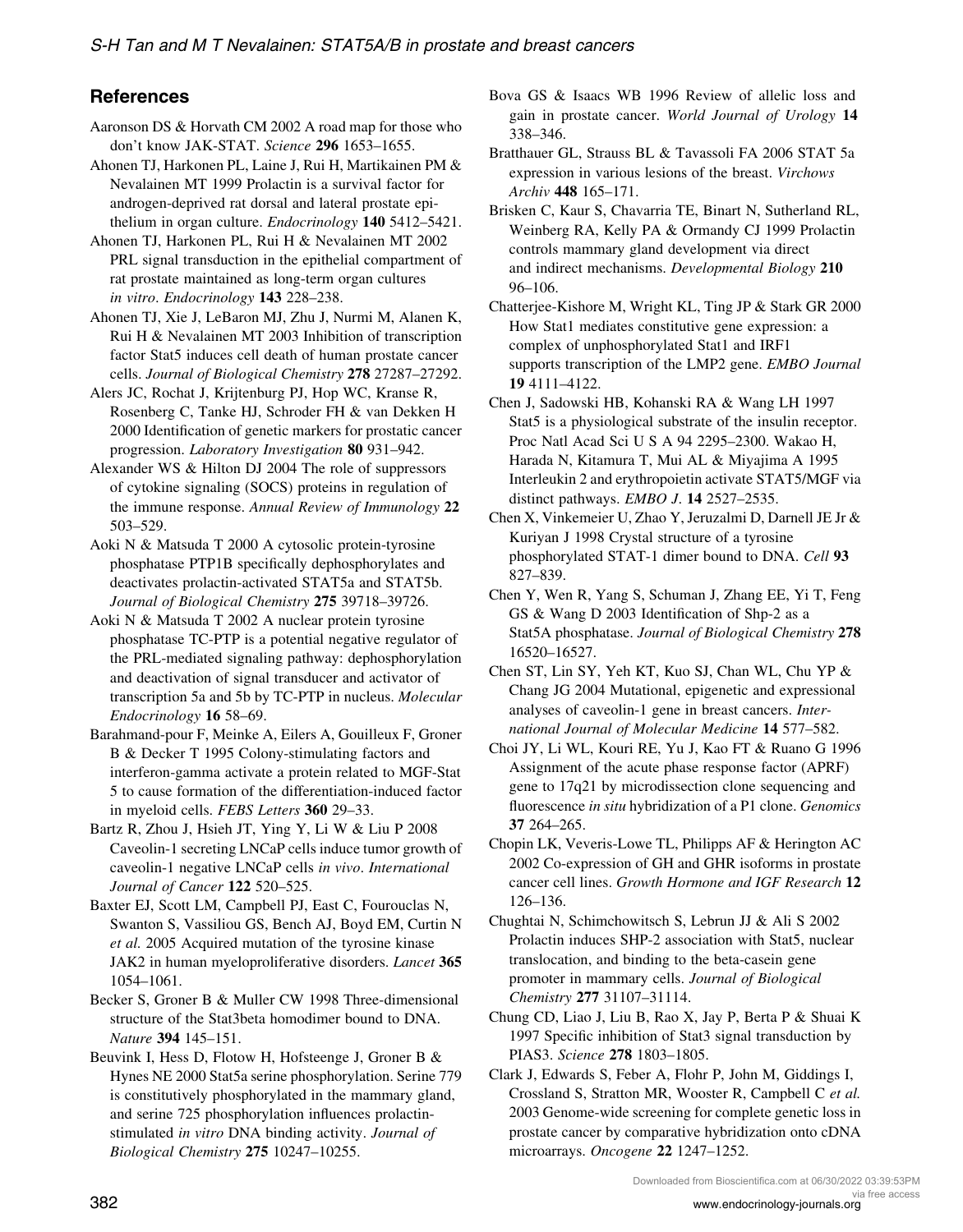## References

Aaronson DS & Horvath CM 2002 A road map for those who don't know JAK-STAT. *Science* **296** 1653–1655.

Ahonen TJ, Harkonen PL, Laine J, Rui H, Martikainen PM & Nevalainen MT 1999 Prolactin is a survival factor for androgen-deprived rat dorsal and lateral prostate epithelium in organ culture. *Endocrinology* **140** 5412–5421.

Ahonen TJ, Harkonen PL, Rui H & Nevalainen MT 2002 PRL signal transduction in the epithelial compartment of rat prostate maintained as long-term organ cultures *in vitro*. *Endocrinology* **143** 228–238.

Ahonen TJ, Xie J, LeBaron MJ, Zhu J, Nurmi M, Alanen K, Rui H & Nevalainen MT 2003 Inhibition of transcription factor Stat5 induces cell death of human prostate cancer cells. *Journal of Biological Chemistry* **278** 27287–27292.

Alers JC, Rochat J, Krijtenburg PJ, Hop WC, Kranse R, Rosenberg C, Tanke HJ, Schroder FH & van Dekken H 2000 Identification of genetic markers for prostatic cancer progression. *Laboratory Investigation* **80** 931–942.

Alexander WS & Hilton DJ 2004 The role of suppressors of cytokine signaling (SOCS) proteins in regulation of the immune response. *Annual Review of Immunology* **22** 503–529.

Aoki N & Matsuda T 2000 A cytosolic protein-tyrosine phosphatase PTP1B specifically dephosphorylates and deactivates prolactin-activated STAT5a and STAT5b. *Journal of Biological Chemistry* **275** 39718–39726.

Aoki N & Matsuda T 2002 A nuclear protein tyrosine phosphatase TC-PTP is a potential negative regulator of the PRL-mediated signaling pathway: dephosphorylation and deactivation of signal transducer and activator of transcription 5a and 5b by TC-PTP in nucleus. *Molecular Endocrinology* **16** 58–69.

Barahmand-pour F, Meinke A, Eilers A, Gouilleux F, Groner B & Decker T 1995 Colony-stimulating factors and interferon-gamma activate a protein related to MGF-Stat 5 to cause formation of the differentiation-induced factor in myeloid cells. *FEBS Letters* **360** 29–33.

Bartz R, Zhou J, Hsieh JT, Ying Y, Li W & Liu P 2008 Caveolin-1 secreting LNCaP cells induce tumor growth of caveolin-1 negative LNCaP cells *in vivo*. *International Journal of Cancer* **122** 520–525.

Baxter EJ, Scott LM, Campbell PJ, East C, Fourouclas N, Swanton S, Vassiliou GS, Bench AJ, Boyd EM, Curtin N *et al.* 2005 Acquired mutation of the tyrosine kinase JAK2 in human myeloproliferative disorders. *Lancet* **365** 1054–1061.

Becker S, Groner B & Muller CW 1998 Three-dimensional structure of the Stat3beta homodimer bound to DNA. *Nature* **394** 145–151.

Beuvink I, Hess D, Flotow H, Hofsteenge J, Groner B & Hynes NE 2000 Stat5a serine phosphorylation. Serine 779 is constitutively phosphorylated in the mammary gland, and serine 725 phosphorylation influences prolactin-stimulated *in vitro* DNA binding activity. *Journal of Biological Chemistry* **275** 10247–10255.

Bova GS & Isaacs WB 1996 Review of allelic loss and gain in prostate cancer. *World Journal of Urology* **14** 338–346.

Bratthauer GL, Strauss BL & Tavassoli FA 2006 STAT 5a expression in various lesions of the breast. *Virchows Archiv* **448** 165–171.

Brisken C, Kaur S, Chavarria TE, Binart N, Sutherland RL, Weinberg RA, Kelly PA & Ormandy CJ 1999 Prolactin controls mammary gland development via direct and indirect mechanisms. *Developmental Biology* **210** 96–106.

Chatterjee-Kishore M, Wright KL, Ting JP & Stark GR 2000 How Stat1 mediates constitutive gene expression: a complex of unphosphorylated Stat1 and IRF1 supports transcription of the LMP2 gene. *EMBO Journal* **19** 4111–4122.

Chen J, Sadowski HB, Kohanski RA & Wang LH 1997 Stat5 is a physiological substrate of the insulin receptor. Proc Natl Acad Sci U S A 94 2295–2300. Wakao H, Harada N, Kitamura T, Mui AL & Miyajima A 1995 Interleukin 2 and erythropoietin activate STAT5/MGF via distinct pathways. *EMBO J*. **14** 2527–2535.

Chen X, Vinkemeier U, Zhao Y, Jeruzalmi D, Darnell JE Jr & Kuriyan J 1998 Crystal structure of a tyrosine phosphorylated STAT-1 dimer bound to DNA. *Cell* **93** 827–839.

Chen Y, Wen R, Yang S, Schuman J, Zhang EE, Yi T, Feng GS & Wang D 2003 Identification of Shp-2 as a Stat5A phosphatase. *Journal of Biological Chemistry* **278** 16520–16527.

Chen ST, Lin SY, Yeh KT, Kuo SJ, Chan WL, Chu YP & Chang JG 2004 Mutational, epigenetic and expressional analyses of caveolin-1 gene in breast cancers. *International Journal of Molecular Medicine* **14** 577–582.

Choi JY, Li WL, Kouri RE, Yu J, Kao FT & Ruano G 1996 Assignment of the acute phase response factor (APRF) gene to 17q21 by microdissection clone sequencing and fluorescence *in situ* hybridization of a P1 clone. *Genomics* **37** 264–265.

Chopin LK, Veveris-Lowe TL, Philipps AF & Herington AC 2002 Co-expression of GH and GHR isoforms in prostate cancer cell lines. *Growth Hormone and IGF Research* **12** 126–136.

Chughtai N, Schimchowitsch S, Lebrun JJ & Ali S 2002 Prolactin induces SHP-2 association with Stat5, nuclear translocation, and binding to the beta-casein gene promoter in mammary cells. *Journal of Biological Chemistry* **277** 31107–31114.

Chung CD, Liao J, Liu B, Rao X, Jay P, Berta P & Shuai K 1997 Specific inhibition of Stat3 signal transduction by PIAS3. *Science* **278** 1803–1805.

Clark J, Edwards S, Feber A, Flohr P, John M, Giddings I, Crossland S, Stratton MR, Wooster R, Campbell C *et al.* 2003 Genome-wide screening for complete genetic loss in prostate cancer by comparative hybridization onto cDNA microarrays. *Oncogene* **22** 1247–1252.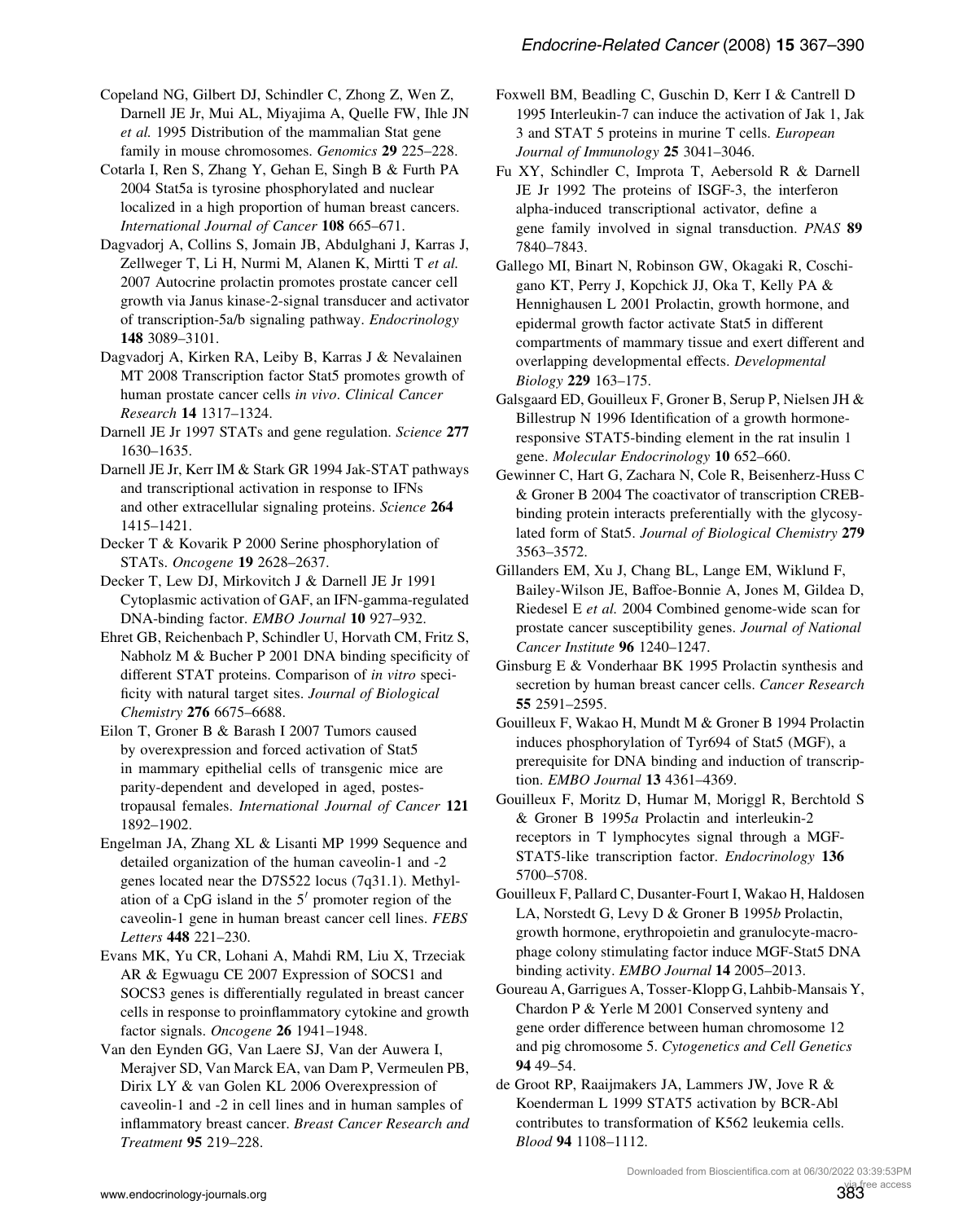Copeland NG, Gilbert DJ, Schindler C, Zhong Z, Wen Z, Darnell JE Jr, Mui AL, Miyajima A, Quelle FW, Ihle JN *et al.* 1995 Distribution of the mammalian Stat gene family in mouse chromosomes. *Genomics* **29** 225–228.

Cotarla I, Ren S, Zhang Y, Gehan E, Singh B & Furth PA 2004 Stat5a is tyrosine phosphorylated and nuclear localized in a high proportion of human breast cancers. *International Journal of Cancer* **108** 665–671.

Dagvadorj A, Collins S, Jomain JB, Abdulghani J, Karras J, Zellweger T, Li H, Nurmi M, Alanen K, Mirtti T *et al.* 2007 Autocrine prolactin promotes prostate cancer cell growth via Janus kinase-2-signal transducer and activator of transcription-5a/b signaling pathway. *Endocrinology* **148** 3089–3101.

Dagvadorj A, Kirken RA, Leiby B, Karras J & Nevalainen MT 2008 Transcription factor Stat5 promotes growth of human prostate cancer cells *in vivo*. *Clinical Cancer Research* **14** 1317–1324.

Darnell JE Jr 1997 STATs and gene regulation. *Science* **277** 1630–1635.

Darnell JE Jr, Kerr IM & Stark GR 1994 Jak-STAT pathways and transcriptional activation in response to IFNs and other extracellular signaling proteins. *Science* **264** 1415–1421.

Decker T & Kovarik P 2000 Serine phosphorylation of STATs. *Oncogene* **19** 2628–2637.

Decker T, Lew DJ, Mirkovitch J & Darnell JE Jr 1991 Cytoplasmic activation of GAF, an IFN-gamma-regulated DNA-binding factor. *EMBO Journal* **10** 927–932.

Ehret GB, Reichenbach P, Schindler U, Horvath CM, Fritz S, Nabholz M & Bucher P 2001 DNA binding specificity of different STAT proteins. Comparison of *in vitro* specificity with natural target sites. *Journal of Biological Chemistry* **276** 6675–6688.

Eilon T, Groner B & Barash I 2007 Tumors caused by overexpression and forced activation of Stat5 in mammary epithelial cells of transgenic mice are parity-dependent and developed in aged, postestropausal females. *International Journal of Cancer* **121** 1892–1902.

Engelman JA, Zhang XL & Lisanti MP 1999 Sequence and detailed organization of the human caveolin-1 and -2 genes located near the D7S522 locus (7q31.1). Methylation of a CpG island in the 5′ promoter region of the caveolin-1 gene in human breast cancer cell lines. *FEBS Letters* **448** 221–230.

Evans MK, Yu CR, Lohani A, Mahdi RM, Liu X, Trzeciak AR & Egwuagu CE 2007 Expression of SOCS1 and SOCS3 genes is differentially regulated in breast cancer cells in response to proinflammatory cytokine and growth factor signals. *Oncogene* **26** 1941–1948.

Van den Eynden GG, Van Laere SJ, Van der Auwera I, Merajver SD, Van Marck EA, van Dam P, Vermeulen PB, Dirix LY & van Golen KL 2006 Overexpression of caveolin-1 and -2 in cell lines and in human samples of inflammatory breast cancer. *Breast Cancer Research and Treatment* **95** 219–228.

Foxwell BM, Beadling C, Guschin D, Kerr I & Cantrell D 1995 Interleukin-7 can induce the activation of Jak 1, Jak 3 and STAT 5 proteins in murine T cells. *European Journal of Immunology* **25** 3041–3046.

Fu XY, Schindler C, Improta T, Aebersold R & Darnell JE Jr 1992 The proteins of ISGF-3, the interferon alpha-induced transcriptional activator, define a gene family involved in signal transduction. *PNAS* **89** 7840–7843.

Gallego MI, Binart N, Robinson GW, Okagaki R, Coschigano KT, Perry J, Kopchick JJ, Oka T, Kelly PA & Hennighausen L 2001 Prolactin, growth hormone, and epidermal growth factor activate Stat5 in different compartments of mammary tissue and exert different and overlapping developmental effects. *Developmental Biology* **229** 163–175.

Galsgaard ED, Gouilleux F, Groner B, Serup P, Nielsen JH & Billestrup N 1996 Identification of a growth hormone-responsive STAT5-binding element in the rat insulin 1 gene. *Molecular Endocrinology* **10** 652–660.

Gewinner C, Hart G, Zachara N, Cole R, Beisenherz-Huss C & Groner B 2004 The coactivator of transcription CREB-binding protein interacts preferentially with the glycosylated form of Stat5. *Journal of Biological Chemistry* **279** 3563–3572.

Gillanders EM, Xu J, Chang BL, Lange EM, Wiklund F, Bailey-Wilson JE, Baffoe-Bonnie A, Jones M, Gildea D, Riedesel E *et al.* 2004 Combined genome-wide scan for prostate cancer susceptibility genes. *Journal of National Cancer Institute* **96** 1240–1247.

Ginsburg E & Vonderhaar BK 1995 Prolactin synthesis and secretion by human breast cancer cells. *Cancer Research* **55** 2591–2595.

Gouilleux F, Wakao H, Mundt M & Groner B 1994 Prolactin induces phosphorylation of Tyr694 of Stat5 (MGF), a prerequisite for DNA binding and induction of transcription. *EMBO Journal* **13** 4361–4369.

Gouilleux F, Moritz D, Humar M, Moriggl R, Berchtold S & Groner B 1995*a* Prolactin and interleukin-2 receptors in T lymphocytes signal through a MGF-STAT5-like transcription factor. *Endocrinology* **136** 5700–5708.

Gouilleux F, Pallard C, Dusanter-Fourt I, Wakao H, Haldosen LA, Norstedt G, Levy D & Groner B 1995*b* Prolactin, growth hormone, erythropoietin and granulocyte-macrophage colony stimulating factor induce MGF-Stat5 DNA binding activity. *EMBO Journal* **14** 2005–2013.

Goureau A, Garrigues A, Tosser-Klopp G, Lahbib-Mansais Y, Chardon P & Yerle M 2001 Conserved synteny and gene order difference between human chromosome 12 and pig chromosome 5. *Cytogenetics and Cell Genetics* **94** 49–54.

de Groot RP, Raaijmakers JA, Lammers JW, Jove R & Koenderman L 1999 STAT5 activation by BCR-Abl contributes to transformation of K562 leukemia cells. *Blood* **94** 1108–1112.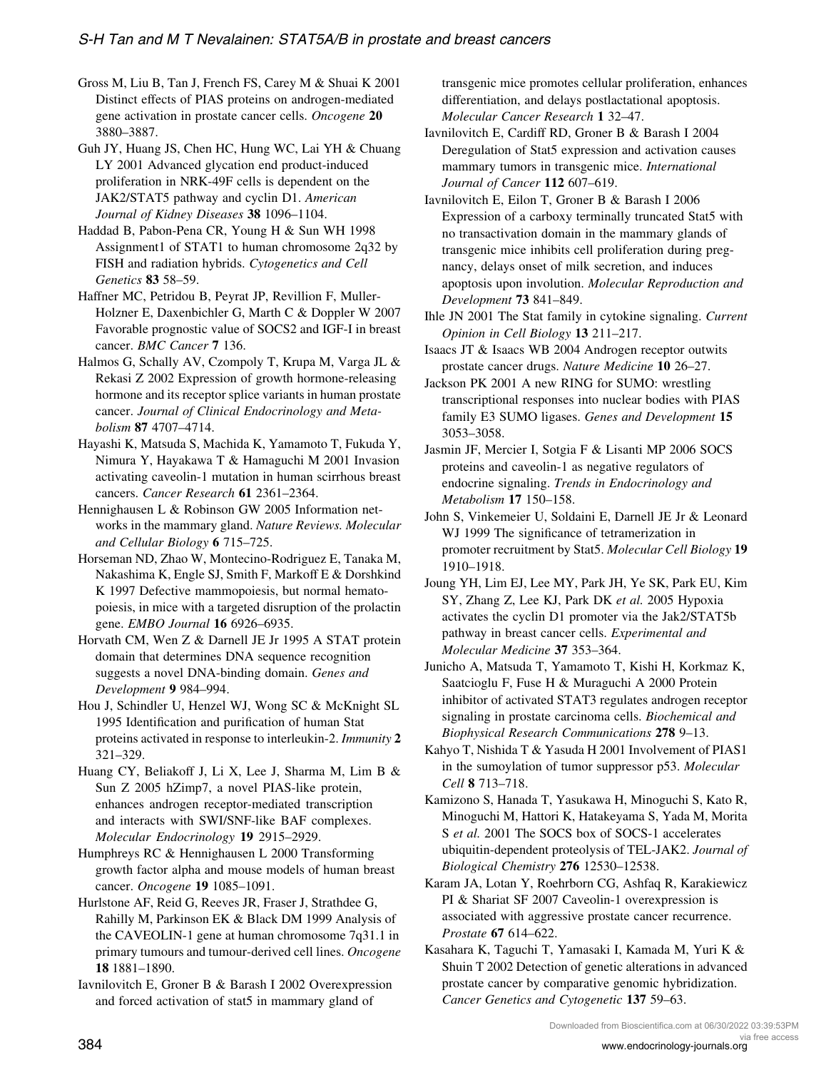Gross M, Liu B, Tan J, French FS, Carey M & Shuai K 2001 Distinct effects of PIAS proteins on androgen-mediated gene activation in prostate cancer cells. *Oncogene* **20** 3880–3887.

Guh JY, Huang JS, Chen HC, Hung WC, Lai YH & Chuang LY 2001 Advanced glycation end product-induced proliferation in NRK-49F cells is dependent on the JAK2/STAT5 pathway and cyclin D1. *American Journal of Kidney Diseases* **38** 1096–1104.

Haddad B, Pabon-Pena CR, Young H & Sun WH 1998 Assignment1 of STAT1 to human chromosome 2q32 by FISH and radiation hybrids. *Cytogenetics and Cell Genetics* **83** 58–59.

Haffner MC, Petridou B, Peyrat JP, Revillion F, Muller-Holzner E, Daxenbichler G, Marth C & Doppler W 2007 Favorable prognostic value of SOCS2 and IGF-I in breast cancer. *BMC Cancer* **7** 136.

Halmos G, Schally AV, Czompoly T, Krupa M, Varga JL & Rekasi Z 2002 Expression of growth hormone-releasing hormone and its receptor splice variants in human prostate cancer. *Journal of Clinical Endocrinology and Metabolism* **87** 4707–4714.

Hayashi K, Matsuda S, Machida K, Yamamoto T, Fukuda Y, Nimura Y, Hayakawa T & Hamaguchi M 2001 Invasion activating caveolin-1 mutation in human scirrhous breast cancers. *Cancer Research* **61** 2361–2364.

Hennighausen L & Robinson GW 2005 Information networks in the mammary gland. *Nature Reviews. Molecular and Cellular Biology* **6** 715–725.

Horseman ND, Zhao W, Montecino-Rodriguez E, Tanaka M, Nakashima K, Engle SJ, Smith F, Markoff E & Dorshkind K 1997 Defective mammopoiesis, but normal hematopoiesis, in mice with a targeted disruption of the prolactin gene. *EMBO Journal* **16** 6926–6935.

Horvath CM, Wen Z & Darnell JE Jr 1995 A STAT protein domain that determines DNA sequence recognition suggests a novel DNA-binding domain. *Genes and Development* **9** 984–994.

Hou J, Schindler U, Henzel WJ, Wong SC & McKnight SL 1995 Identification and purification of human Stat proteins activated in response to interleukin-2. *Immunity* **2** 321–329.

Huang CY, Beliakoff J, Li X, Lee J, Sharma M, Lim B & Sun Z 2005 hZimp7, a novel PIAS-like protein, enhances androgen receptor-mediated transcription and interacts with SWI/SNF-like BAF complexes. *Molecular Endocrinology* **19** 2915–2929.

Humphreys RC & Hennighausen L 2000 Transforming growth factor alpha and mouse models of human breast cancer. *Oncogene* **19** 1085–1091.

Hurlstone AF, Reid G, Reeves JR, Fraser J, Strathdee G, Rahilly M, Parkinson EK & Black DM 1999 Analysis of the CAVEOLIN-1 gene at human chromosome 7q31.1 in primary tumours and tumour-derived cell lines. *Oncogene* **18** 1881–1890.

Iavnilovitch E, Groner B & Barash I 2002 Overexpression and forced activation of stat5 in mammary gland of transgenic mice promotes cellular proliferation, enhances differentiation, and delays postlactational apoptosis. *Molecular Cancer Research* **1** 32–47.

Iavnilovitch E, Cardiff RD, Groner B & Barash I 2004 Deregulation of Stat5 expression and activation causes mammary tumors in transgenic mice. *International Journal of Cancer* **112** 607–619.

Iavnilovitch E, Eilon T, Groner B & Barash I 2006 Expression of a carboxy terminally truncated Stat5 with no transactivation domain in the mammary glands of transgenic mice inhibits cell proliferation during pregnancy, delays onset of milk secretion, and induces apoptosis upon involution. *Molecular Reproduction and Development* **73** 841–849.

Ihle JN 2001 The Stat family in cytokine signaling. *Current Opinion in Cell Biology* **13** 211–217.

Isaacs JT & Isaacs WB 2004 Androgen receptor outwits prostate cancer drugs. *Nature Medicine* **10** 26–27.

Jackson PK 2001 A new RING for SUMO: wrestling transcriptional responses into nuclear bodies with PIAS family E3 SUMO ligases. *Genes and Development* **15** 3053–3058.

Jasmin JF, Mercier I, Sotgia F & Lisanti MP 2006 SOCS proteins and caveolin-1 as negative regulators of endocrine signaling. *Trends in Endocrinology and Metabolism* **17** 150–158.

John S, Vinkemeier U, Soldaini E, Darnell JE Jr & Leonard WJ 1999 The significance of tetramerization in promoter recruitment by Stat5. *Molecular Cell Biology* **19** 1910–1918.

Joung YH, Lim EJ, Lee MY, Park JH, Ye SK, Park EU, Kim SY, Zhang Z, Lee KJ, Park DK *et al.* 2005 Hypoxia activates the cyclin D1 promoter via the Jak2/STAT5b pathway in breast cancer cells. *Experimental and Molecular Medicine* **37** 353–364.

Junicho A, Matsuda T, Yamamoto T, Kishi H, Korkmaz K, Saatcioglu F, Fuse H & Muraguchi A 2000 Protein inhibitor of activated STAT3 regulates androgen receptor signaling in prostate carcinoma cells. *Biochemical and Biophysical Research Communications* **278** 9–13.

Kahyo T, Nishida T & Yasuda H 2001 Involvement of PIAS1 in the sumoylation of tumor suppressor p53. *Molecular Cell* **8** 713–718.

Kamizono S, Hanada T, Yasukawa H, Minoguchi S, Kato R, Minoguchi M, Hattori K, Hatakeyama S, Yada M, Morita S *et al.* 2001 The SOCS box of SOCS-1 accelerates ubiquitin-dependent proteolysis of TEL-JAK2. *Journal of Biological Chemistry* **276** 12530–12538.

Karam JA, Lotan Y, Roehrborn CG, Ashfaq R, Karakiewicz PI & Shariat SF 2007 Caveolin-1 overexpression is associated with aggressive prostate cancer recurrence. *Prostate* **67** 614–622.

Kasahara K, Taguchi T, Yamasaki I, Kamada M, Yuri K & Shuin T 2002 Detection of genetic alterations in advanced prostate cancer by comparative genomic hybridization. *Cancer Genetics and Cytogenetic* **137** 59–63.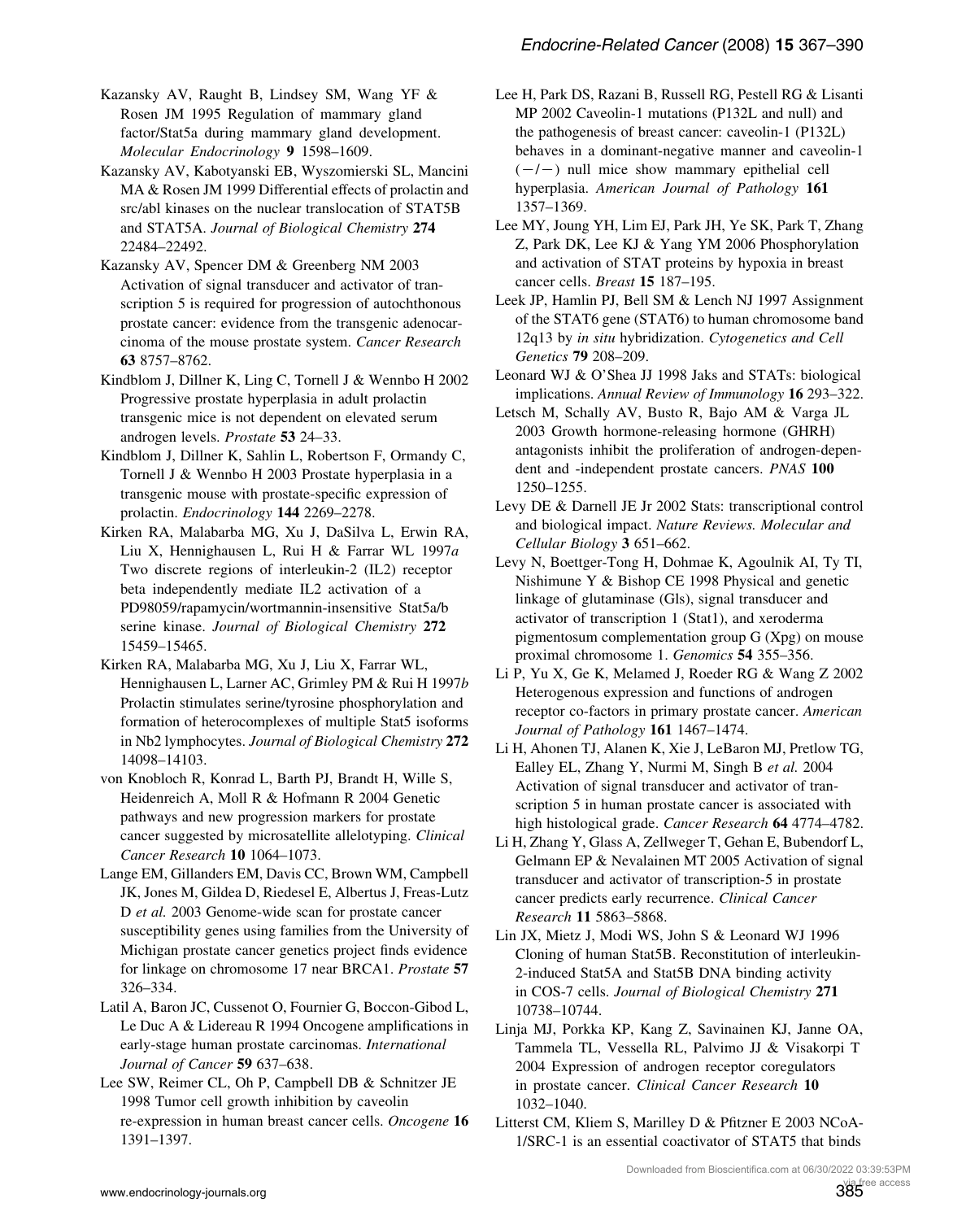Kazansky AV, Raught B, Lindsey SM, Wang YF & Rosen JM 1995 Regulation of mammary gland factor/Stat5a during mammary gland development. *Molecular Endocrinology* **9** 1598–1609.

Kazansky AV, Kabotyanski EB, Wyszomierski SL, Mancini MA & Rosen JM 1999 Differential effects of prolactin and src/abl kinases on the nuclear translocation of STAT5B and STAT5A. *Journal of Biological Chemistry* **274** 22484–22492.

Kazansky AV, Spencer DM & Greenberg NM 2003 Activation of signal transducer and activator of transcription 5 is required for progression of autochthonous prostate cancer: evidence from the transgenic adenocarcinoma of the mouse prostate system. *Cancer Research* **63** 8757–8762.

Kindblom J, Dillner K, Ling C, Tornell J & Wennbo H 2002 Progressive prostate hyperplasia in adult prolactin transgenic mice is not dependent on elevated serum androgen levels. *Prostate* **53** 24–33.

Kindblom J, Dillner K, Sahlin L, Robertson F, Ormandy C, Tornell J & Wennbo H 2003 Prostate hyperplasia in a transgenic mouse with prostate-specific expression of prolactin. *Endocrinology* **144** 2269–2278.

Kirken RA, Malabarba MG, Xu J, DaSilva L, Erwin RA, Liu X, Hennighausen L, Rui H & Farrar WL 1997*a* Two discrete regions of interleukin-2 (IL2) receptor beta independently mediate IL2 activation of a PD98059/rapamycin/wortmannin-insensitive Stat5a/b serine kinase. *Journal of Biological Chemistry* **272** 15459–15465.

Kirken RA, Malabarba MG, Xu J, Liu X, Farrar WL, Hennighausen L, Larner AC, Grimley PM & Rui H 1997*b* Prolactin stimulates serine/tyrosine phosphorylation and formation of heterocomplexes of multiple Stat5 isoforms in Nb2 lymphocytes. *Journal of Biological Chemistry* **272** 14098–14103.

von Knobloch R, Konrad L, Barth PJ, Brandt H, Wille S, Heidenreich A, Moll R & Hofmann R 2004 Genetic pathways and new progression markers for prostate cancer suggested by microsatellite allelotyping. *Clinical Cancer Research* **10** 1064–1073.

Lange EM, Gillanders EM, Davis CC, Brown WM, Campbell JK, Jones M, Gildea D, Riedesel E, Albertus J, Freas-Lutz D *et al.* 2003 Genome-wide scan for prostate cancer susceptibility genes using families from the University of Michigan prostate cancer genetics project finds evidence for linkage on chromosome 17 near BRCA1. *Prostate* **57** 326–334.

Latil A, Baron JC, Cussenot O, Fournier G, Boccon-Gibod L, Le Duc A & Lidereau R 1994 Oncogene amplifications in early-stage human prostate carcinomas. *International Journal of Cancer* **59** 637–638.

Lee SW, Reimer CL, Oh P, Campbell DB & Schnitzer JE 1998 Tumor cell growth inhibition by caveolin re-expression in human breast cancer cells. *Oncogene* **16** 1391–1397.

Lee H, Park DS, Razani B, Russell RG, Pestell RG & Lisanti MP 2002 Caveolin-1 mutations (P132L and null) and the pathogenesis of breast cancer: caveolin-1 (P132L) behaves in a dominant-negative manner and caveolin-1 (−/−) null mice show mammary epithelial cell hyperplasia. *American Journal of Pathology* **161** 1357–1369.

Lee MY, Joung YH, Lim EJ, Park JH, Ye SK, Park T, Zhang Z, Park DK, Lee KJ & Yang YM 2006 Phosphorylation and activation of STAT proteins by hypoxia in breast cancer cells. *Breast* **15** 187–195.

Leek JP, Hamlin PJ, Bell SM & Lench NJ 1997 Assignment of the STAT6 gene (STAT6) to human chromosome band 12q13 by *in situ* hybridization. *Cytogenetics and Cell Genetics* **79** 208–209.

Leonard WJ & O'Shea JJ 1998 Jaks and STATs: biological implications. *Annual Review of Immunology* **16** 293–322.

Letsch M, Schally AV, Busto R, Bajo AM & Varga JL 2003 Growth hormone-releasing hormone (GHRH) antagonists inhibit the proliferation of androgen-dependent and -independent prostate cancers. *PNAS* **100** 1250–1255.

Levy DE & Darnell JE Jr 2002 Stats: transcriptional control and biological impact. *Nature Reviews. Molecular and Cellular Biology* **3** 651–662.

Levy N, Boettger-Tong H, Dohmae K, Agoulnik AI, Ty TI, Nishimune Y & Bishop CE 1998 Physical and genetic linkage of glutaminase (Gls), signal transducer and activator of transcription 1 (Stat1), and xeroderma pigmentosum complementation group G (Xpg) on mouse proximal chromosome 1. *Genomics* **54** 355–356.

Li P, Yu X, Ge K, Melamed J, Roeder RG & Wang Z 2002 Heterogenous expression and functions of androgen receptor co-factors in primary prostate cancer. *American Journal of Pathology* **161** 1467–1474.

Li H, Ahonen TJ, Alanen K, Xie J, LeBaron MJ, Pretlow TG, Ealley EL, Zhang Y, Nurmi M, Singh B *et al.* 2004 Activation of signal transducer and activator of transcription 5 in human prostate cancer is associated with high histological grade. *Cancer Research* **64** 4774–4782.

Li H, Zhang Y, Glass A, Zellweger T, Gehan E, Bubendorf L, Gelmann EP & Nevalainen MT 2005 Activation of signal transducer and activator of transcription-5 in prostate cancer predicts early recurrence. *Clinical Cancer Research* **11** 5863–5868.

Lin JX, Mietz J, Modi WS, John S & Leonard WJ 1996 Cloning of human Stat5B. Reconstitution of interleukin-2-induced Stat5A and Stat5B DNA binding activity in COS-7 cells. *Journal of Biological Chemistry* **271** 10738–10744.

Linja MJ, Porkka KP, Kang Z, Savinainen KJ, Janne OA, Tammela TL, Vessella RL, Palvimo JJ & Visakorpi T 2004 Expression of androgen receptor coregulators in prostate cancer. *Clinical Cancer Research* **10** 1032–1040.

Litterst CM, Kliem S, Marilley D & Pfitzner E 2003 NCoA-1/SRC-1 is an essential coactivator of STAT5 that binds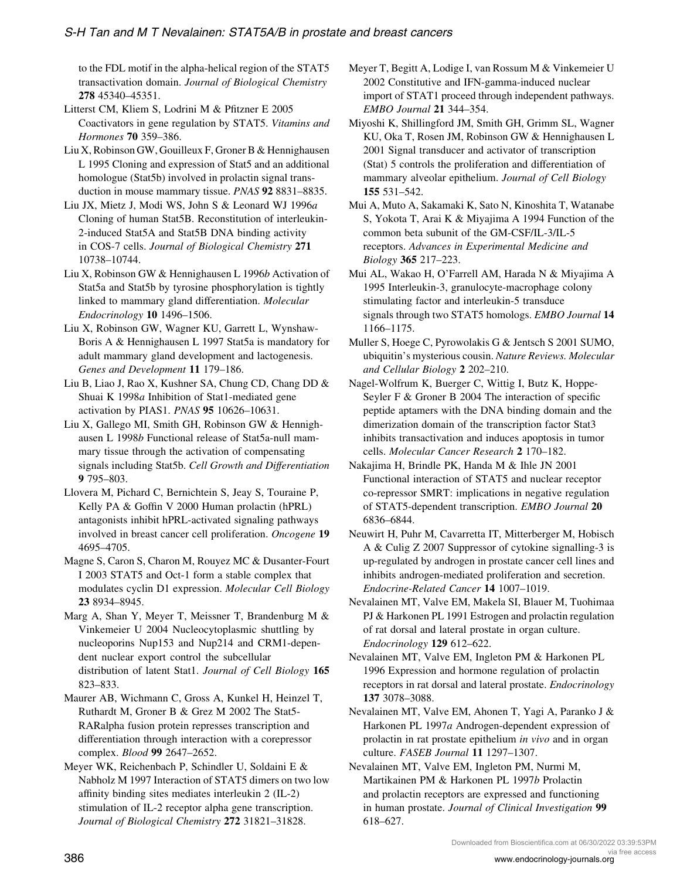to the FDL motif in the alpha-helical region of the STAT5 transactivation domain. *Journal of Biological Chemistry* **278** 45340–45351.

Litterst CM, Kliem S, Lodrini M & Pfitzner E 2005 Coactivators in gene regulation by STAT5. *Vitamins and Hormones* **70** 359–386.

Liu X, Robinson GW, Gouilleux F, Groner B & Hennighausen L 1995 Cloning and expression of Stat5 and an additional homologue (Stat5b) involved in prolactin signal transduction in mouse mammary tissue. *PNAS* **92** 8831–8835.

Liu JX, Mietz J, Modi WS, John S & Leonard WJ 1996*a* Cloning of human Stat5B. Reconstitution of interleukin-2-induced Stat5A and Stat5B DNA binding activity in COS-7 cells. *Journal of Biological Chemistry* **271** 10738–10744.

Liu X, Robinson GW & Hennighausen L 1996*b* Activation of Stat5a and Stat5b by tyrosine phosphorylation is tightly linked to mammary gland differentiation. *Molecular Endocrinology* **10** 1496–1506.

Liu X, Robinson GW, Wagner KU, Garrett L, Wynshaw-Boris A & Hennighausen L 1997 Stat5a is mandatory for adult mammary gland development and lactogenesis. *Genes and Development* **11** 179–186.

Liu B, Liao J, Rao X, Kushner SA, Chung CD, Chang DD & Shuai K 1998*a* Inhibition of Stat1-mediated gene activation by PIAS1. *PNAS* **95** 10626–10631.

Liu X, Gallego MI, Smith GH, Robinson GW & Hennighausen L 1998*b* Functional release of Stat5a-null mammary tissue through the activation of compensating signals including Stat5b. *Cell Growth and Differentiation* **9** 795–803.

Llovera M, Pichard C, Bernichtein S, Jeay S, Touraine P, Kelly PA & Goffin V 2000 Human prolactin (hPRL) antagonists inhibit hPRL-activated signaling pathways involved in breast cancer cell proliferation. *Oncogene* **19** 4695–4705.

Magne S, Caron S, Charon M, Rouyez MC & Dusanter-Fourt I 2003 STAT5 and Oct-1 form a stable complex that modulates cyclin D1 expression. *Molecular Cell Biology* **23** 8934–8945.

Marg A, Shan Y, Meyer T, Meissner T, Brandenburg M & Vinkemeier U 2004 Nucleocytoplasmic shuttling by nucleoporins Nup153 and Nup214 and CRM1-dependent nuclear export control the subcellular distribution of latent Stat1. *Journal of Cell Biology* **165** 823–833.

Maurer AB, Wichmann C, Gross A, Kunkel H, Heinzel T, Ruthardt M, Groner B & Grez M 2002 The Stat5-RARalpha fusion protein represses transcription and differentiation through interaction with a corepressor complex. *Blood* **99** 2647–2652.

Meyer WK, Reichenbach P, Schindler U, Soldaini E & Nabholz M 1997 Interaction of STAT5 dimers on two low affinity binding sites mediates interleukin 2 (IL-2) stimulation of IL-2 receptor alpha gene transcription. *Journal of Biological Chemistry* **272** 31821–31828.

Meyer T, Begitt A, Lodige I, van Rossum M & Vinkemeier U 2002 Constitutive and IFN-gamma-induced nuclear import of STAT1 proceed through independent pathways. *EMBO Journal* **21** 344–354.

Miyoshi K, Shillingford JM, Smith GH, Grimm SL, Wagner KU, Oka T, Rosen JM, Robinson GW & Hennighausen L 2001 Signal transducer and activator of transcription (Stat) 5 controls the proliferation and differentiation of mammary alveolar epithelium. *Journal of Cell Biology* **155** 531–542.

Mui A, Muto A, Sakamaki K, Sato N, Kinoshita T, Watanabe S, Yokota T, Arai K & Miyajima A 1994 Function of the common beta subunit of the GM-CSF/IL-3/IL-5 receptors. *Advances in Experimental Medicine and Biology* **365** 217–223.

Mui AL, Wakao H, O'Farrell AM, Harada N & Miyajima A 1995 Interleukin-3, granulocyte-macrophage colony stimulating factor and interleukin-5 transduce signals through two STAT5 homologs. *EMBO Journal* **14** 1166–1175.

Muller S, Hoege C, Pyrowolakis G & Jentsch S 2001 SUMO, ubiquitin's mysterious cousin. *Nature Reviews. Molecular and Cellular Biology* **2** 202–210.

Nagel-Wolfrum K, Buerger C, Wittig I, Butz K, Hoppe-Seyler F & Groner B 2004 The interaction of specific peptide aptamers with the DNA binding domain and the dimerization domain of the transcription factor Stat3 inhibits transactivation and induces apoptosis in tumor cells. *Molecular Cancer Research* **2** 170–182.

Nakajima H, Brindle PK, Handa M & Ihle JN 2001 Functional interaction of STAT5 and nuclear receptor co-repressor SMRT: implications in negative regulation of STAT5-dependent transcription. *EMBO Journal* **20** 6836–6844.

Neuwirt H, Puhr M, Cavarretta IT, Mitterberger M, Hobisch A & Culig Z 2007 Suppressor of cytokine signalling-3 is up-regulated by androgen in prostate cancer cell lines and inhibits androgen-mediated proliferation and secretion. *Endocrine-Related Cancer* **14** 1007–1019.

Nevalainen MT, Valve EM, Makela SI, Blauer M, Tuohimaa PJ & Harkonen PL 1991 Estrogen and prolactin regulation of rat dorsal and lateral prostate in organ culture. *Endocrinology* **129** 612–622.

Nevalainen MT, Valve EM, Ingleton PM & Harkonen PL 1996 Expression and hormone regulation of prolactin receptors in rat dorsal and lateral prostate. *Endocrinology* **137** 3078–3088.

Nevalainen MT, Valve EM, Ahonen T, Yagi A, Paranko J & Harkonen PL 1997*a* Androgen-dependent expression of prolactin in rat prostate epithelium *in vivo* and in organ culture. *FASEB Journal* **11** 1297–1307.

Nevalainen MT, Valve EM, Ingleton PM, Nurmi M, Martikainen PM & Harkonen PL 1997*b* Prolactin and prolactin receptors are expressed and functioning in human prostate. *Journal of Clinical Investigation* **99** 618–627.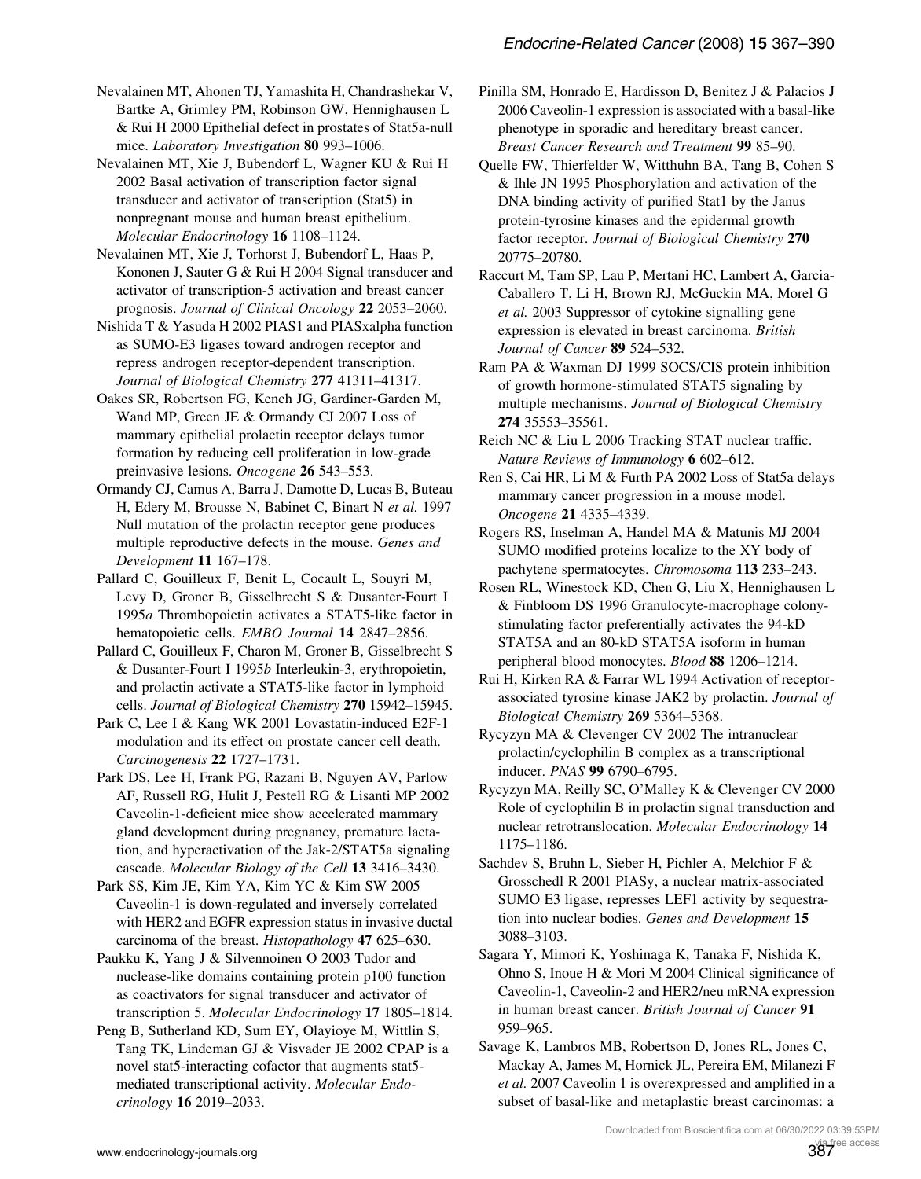Nevalainen MT, Ahonen TJ, Yamashita H, Chandrashekar V, Bartke A, Grimley PM, Robinson GW, Hennighausen L & Rui H 2000 Epithelial defect in prostates of Stat5a-null mice. *Laboratory Investigation* **80** 993–1006.

Nevalainen MT, Xie J, Bubendorf L, Wagner KU & Rui H 2002 Basal activation of transcription factor signal transducer and activator of transcription (Stat5) in nonpregnant mouse and human breast epithelium. *Molecular Endocrinology* **16** 1108–1124.

Nevalainen MT, Xie J, Torhorst J, Bubendorf L, Haas P, Kononen J, Sauter G & Rui H 2004 Signal transducer and activator of transcription-5 activation and breast cancer prognosis. *Journal of Clinical Oncology* **22** 2053–2060.

Nishida T & Yasuda H 2002 PIAS1 and PIASxalpha function as SUMO-E3 ligases toward androgen receptor and repress androgen receptor-dependent transcription. *Journal of Biological Chemistry* **277** 41311–41317.

Oakes SR, Robertson FG, Kench JG, Gardiner-Garden M, Wand MP, Green JE & Ormandy CJ 2007 Loss of mammary epithelial prolactin receptor delays tumor formation by reducing cell proliferation in low-grade preinvasive lesions. *Oncogene* **26** 543–553.

Ormandy CJ, Camus A, Barra J, Damotte D, Lucas B, Buteau H, Edery M, Brousse N, Babinet C, Binart N *et al.* 1997 Null mutation of the prolactin receptor gene produces multiple reproductive defects in the mouse. *Genes and Development* **11** 167–178.

Pallard C, Gouilleux F, Benit L, Cocault L, Souyri M, Levy D, Groner B, Gisselbrecht S & Dusanter-Fourt I 1995*a* Thrombopoietin activates a STAT5-like factor in hematopoietic cells. *EMBO Journal* **14** 2847–2856.

Pallard C, Gouilleux F, Charon M, Groner B, Gisselbrecht S & Dusanter-Fourt I 1995*b* Interleukin-3, erythropoietin, and prolactin activate a STAT5-like factor in lymphoid cells. *Journal of Biological Chemistry* **270** 15942–15945.

Park C, Lee I & Kang WK 2001 Lovastatin-induced E2F-1 modulation and its effect on prostate cancer cell death. *Carcinogenesis* **22** 1727–1731.

Park DS, Lee H, Frank PG, Razani B, Nguyen AV, Parlow AF, Russell RG, Hulit J, Pestell RG & Lisanti MP 2002 Caveolin-1-deficient mice show accelerated mammary gland development during pregnancy, premature lactation, and hyperactivation of the Jak-2/STAT5a signaling cascade. *Molecular Biology of the Cell* **13** 3416–3430.

Park SS, Kim JE, Kim YA, Kim YC & Kim SW 2005 Caveolin-1 is down-regulated and inversely correlated with HER2 and EGFR expression status in invasive ductal carcinoma of the breast. *Histopathology* **47** 625–630.

Paukku K, Yang J & Silvennoinen O 2003 Tudor and nuclease-like domains containing protein p100 function as coactivators for signal transducer and activator of transcription 5. *Molecular Endocrinology* **17** 1805–1814.

Peng B, Sutherland KD, Sum EY, Olayioye M, Wittlin S, Tang TK, Lindeman GJ & Visvader JE 2002 CPAP is a novel stat5-interacting cofactor that augments stat5-mediated transcriptional activity. *Molecular Endocrinology* **16** 2019–2033.

Pinilla SM, Honrado E, Hardisson D, Benitez J & Palacios J 2006 Caveolin-1 expression is associated with a basal-like phenotype in sporadic and hereditary breast cancer. *Breast Cancer Research and Treatment* **99** 85–90.

Quelle FW, Thierfelder W, Witthuhn BA, Tang B, Cohen S & Ihle JN 1995 Phosphorylation and activation of the DNA binding activity of purified Stat1 by the Janus protein-tyrosine kinases and the epidermal growth factor receptor. *Journal of Biological Chemistry* **270** 20775–20780.

Raccurt M, Tam SP, Lau P, Mertani HC, Lambert A, Garcia-Caballero T, Li H, Brown RJ, McGuckin MA, Morel G *et al.* 2003 Suppressor of cytokine signalling gene expression is elevated in breast carcinoma. *British Journal of Cancer* **89** 524–532.

Ram PA & Waxman DJ 1999 SOCS/CIS protein inhibition of growth hormone-stimulated STAT5 signaling by multiple mechanisms. *Journal of Biological Chemistry* **274** 35553–35561.

Reich NC & Liu L 2006 Tracking STAT nuclear traffic. *Nature Reviews of Immunology* **6** 602–612.

Ren S, Cai HR, Li M & Furth PA 2002 Loss of Stat5a delays mammary cancer progression in a mouse model. *Oncogene* **21** 4335–4339.

Rogers RS, Inselman A, Handel MA & Matunis MJ 2004 SUMO modified proteins localize to the XY body of pachytene spermatocytes. *Chromosoma* **113** 233–243.

Rosen RL, Winestock KD, Chen G, Liu X, Hennighausen L & Finbloom DS 1996 Granulocyte-macrophage colony-stimulating factor preferentially activates the 94-kD STAT5A and an 80-kD STAT5A isoform in human peripheral blood monocytes. *Blood* **88** 1206–1214.

Rui H, Kirken RA & Farrar WL 1994 Activation of receptor-associated tyrosine kinase JAK2 by prolactin. *Journal of Biological Chemistry* **269** 5364–5368.

Rycyzyn MA & Clevenger CV 2002 The intranuclear prolactin/cyclophilin B complex as a transcriptional inducer. *PNAS* **99** 6790–6795.

Rycyzyn MA, Reilly SC, O'Malley K & Clevenger CV 2000 Role of cyclophilin B in prolactin signal transduction and nuclear retrotranslocation. *Molecular Endocrinology* **14** 1175–1186.

Sachdev S, Bruhn L, Sieber H, Pichler A, Melchior F & Grosschedl R 2001 PIASy, a nuclear matrix-associated SUMO E3 ligase, represses LEF1 activity by sequestration into nuclear bodies. *Genes and Development* **15** 3088–3103.

Sagara Y, Mimori K, Yoshinaga K, Tanaka F, Nishida K, Ohno S, Inoue H & Mori M 2004 Clinical significance of Caveolin-1, Caveolin-2 and HER2/neu mRNA expression in human breast cancer. *British Journal of Cancer* **91** 959–965.

Savage K, Lambros MB, Robertson D, Jones RL, Jones C, Mackay A, James M, Hornick JL, Pereira EM, Milanezi F *et al.* 2007 Caveolin 1 is overexpressed and amplified in a subset of basal-like and metaplastic breast carcinomas: a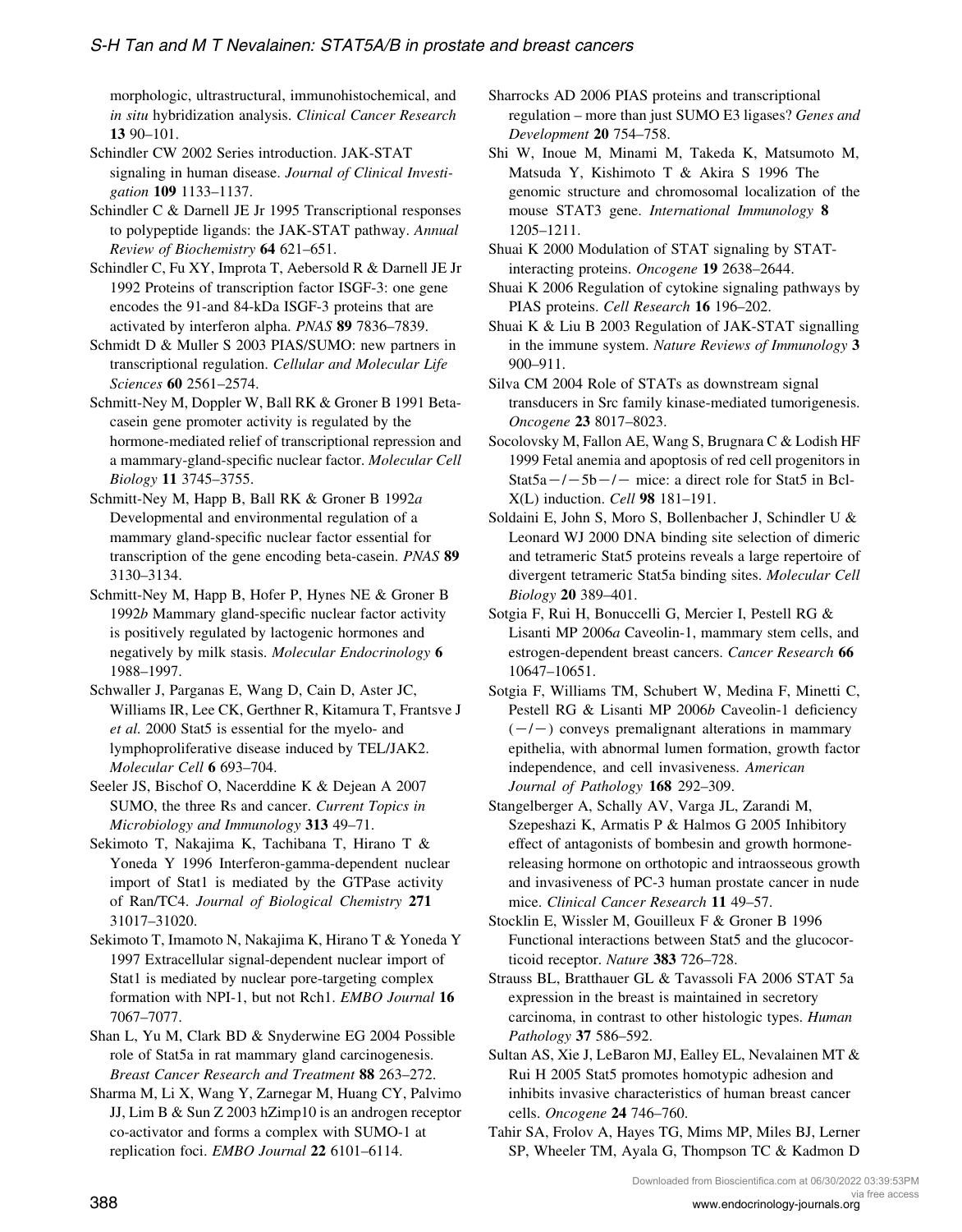morphologic, ultrastructural, immunohistochemical, and *in situ* hybridization analysis. *Clinical Cancer Research* **13** 90–101.

Schindler CW 2002 Series introduction. JAK-STAT signaling in human disease. *Journal of Clinical Investigation* **109** 1133–1137.

Schindler C & Darnell JE Jr 1995 Transcriptional responses to polypeptide ligands: the JAK-STAT pathway. *Annual Review of Biochemistry* **64** 621–651.

Schindler C, Fu XY, Improta T, Aebersold R & Darnell JE Jr 1992 Proteins of transcription factor ISGF-3: one gene encodes the 91-and 84-kDa ISGF-3 proteins that are activated by interferon alpha. *PNAS* **89** 7836–7839.

Schmidt D & Muller S 2003 PIAS/SUMO: new partners in transcriptional regulation. *Cellular and Molecular Life Sciences* **60** 2561–2574.

Schmitt-Ney M, Doppler W, Ball RK & Groner B 1991 Beta-casein gene promoter activity is regulated by the hormone-mediated relief of transcriptional repression and a mammary-gland-specific nuclear factor. *Molecular Cell Biology* **11** 3745–3755.

Schmitt-Ney M, Happ B, Ball RK & Groner B 1992*a* Developmental and environmental regulation of a mammary gland-specific nuclear factor essential for transcription of the gene encoding beta-casein. *PNAS* **89** 3130–3134.

Schmitt-Ney M, Happ B, Hofer P, Hynes NE & Groner B 1992*b* Mammary gland-specific nuclear factor activity is positively regulated by lactogenic hormones and negatively by milk stasis. *Molecular Endocrinology* **6** 1988–1997.

Schwaller J, Parganas E, Wang D, Cain D, Aster JC, Williams IR, Lee CK, Gerthner R, Kitamura T, Frantsve J *et al.* 2000 Stat5 is essential for the myelo- and lymphoproliferative disease induced by TEL/JAK2. *Molecular Cell* **6** 693–704.

Seeler JS, Bischof O, Nacerddine K & Dejean A 2007 SUMO, the three Rs and cancer. *Current Topics in Microbiology and Immunology* **313** 49–71.

Sekimoto T, Nakajima K, Tachibana T, Hirano T & Yoneda Y 1996 Interferon-gamma-dependent nuclear import of Stat1 is mediated by the GTPase activity of Ran/TC4. *Journal of Biological Chemistry* **271** 31017–31020.

Sekimoto T, Imamoto N, Nakajima K, Hirano T & Yoneda Y 1997 Extracellular signal-dependent nuclear import of Stat1 is mediated by nuclear pore-targeting complex formation with NPI-1, but not Rch1. *EMBO Journal* **16** 7067–7077.

Shan L, Yu M, Clark BD & Snyderwine EG 2004 Possible role of Stat5a in rat mammary gland carcinogenesis. *Breast Cancer Research and Treatment* **88** 263–272.

Sharma M, Li X, Wang Y, Zarnegar M, Huang CY, Palvimo JJ, Lim B & Sun Z 2003 hZimp10 is an androgen receptor co-activator and forms a complex with SUMO-1 at replication foci. *EMBO Journal* **22** 6101–6114.

Sharrocks AD 2006 PIAS proteins and transcriptional regulation – more than just SUMO E3 ligases? *Genes and Development* **20** 754–758.

Shi W, Inoue M, Minami M, Takeda K, Matsumoto M, Matsuda Y, Kishimoto T & Akira S 1996 The genomic structure and chromosomal localization of the mouse STAT3 gene. *International Immunology* **8** 1205–1211.

Shuai K 2000 Modulation of STAT signaling by STAT-interacting proteins. *Oncogene* **19** 2638–2644.

Shuai K 2006 Regulation of cytokine signaling pathways by PIAS proteins. *Cell Research* **16** 196–202.

Shuai K & Liu B 2003 Regulation of JAK-STAT signalling in the immune system. *Nature Reviews of Immunology* **3** 900–911.

Silva CM 2004 Role of STATs as downstream signal transducers in Src family kinase-mediated tumorigenesis. *Oncogene* **23** 8017–8023.

Socolovsky M, Fallon AE, Wang S, Brugnara C & Lodish HF 1999 Fetal anemia and apoptosis of red cell progenitors in Stat5a−/−5b−/− mice: a direct role for Stat5 in Bcl-X(L) induction. *Cell* **98** 181–191.

Soldaini E, John S, Moro S, Bollenbacher J, Schindler U & Leonard WJ 2000 DNA binding site selection of dimeric and tetrameric Stat5 proteins reveals a large repertoire of divergent tetrameric Stat5a binding sites. *Molecular Cell Biology* **20** 389–401.

Sotgia F, Rui H, Bonuccelli G, Mercier I, Pestell RG & Lisanti MP 2006*a* Caveolin-1, mammary stem cells, and estrogen-dependent breast cancers. *Cancer Research* **66** 10647–10651.

Sotgia F, Williams TM, Schubert W, Medina F, Minetti C, Pestell RG & Lisanti MP 2006*b* Caveolin-1 deficiency (−/−) conveys premalignant alterations in mammary epithelia, with abnormal lumen formation, growth factor independence, and cell invasiveness. *American Journal of Pathology* **168** 292–309.

Stangelberger A, Schally AV, Varga JL, Zarandi M, Szepeshazi K, Armatis P & Halmos G 2005 Inhibitory effect of antagonists of bombesin and growth hormone-releasing hormone on orthotopic and intraosseous growth and invasiveness of PC-3 human prostate cancer in nude mice. *Clinical Cancer Research* **11** 49–57.

Stocklin E, Wissler M, Gouilleux F & Groner B 1996 Functional interactions between Stat5 and the glucocorticoid receptor. *Nature* **383** 726–728.

Strauss BL, Bratthauer GL & Tavassoli FA 2006 STAT 5a expression in the breast is maintained in secretory carcinoma, in contrast to other histologic types. *Human Pathology* **37** 586–592.

Sultan AS, Xie J, LeBaron MJ, Ealley EL, Nevalainen MT & Rui H 2005 Stat5 promotes homotypic adhesion and inhibits invasive characteristics of human breast cancer cells. *Oncogene* **24** 746–760.

Tahir SA, Frolov A, Hayes TG, Mims MP, Miles BJ, Lerner SP, Wheeler TM, Ayala G, Thompson TC & Kadmon D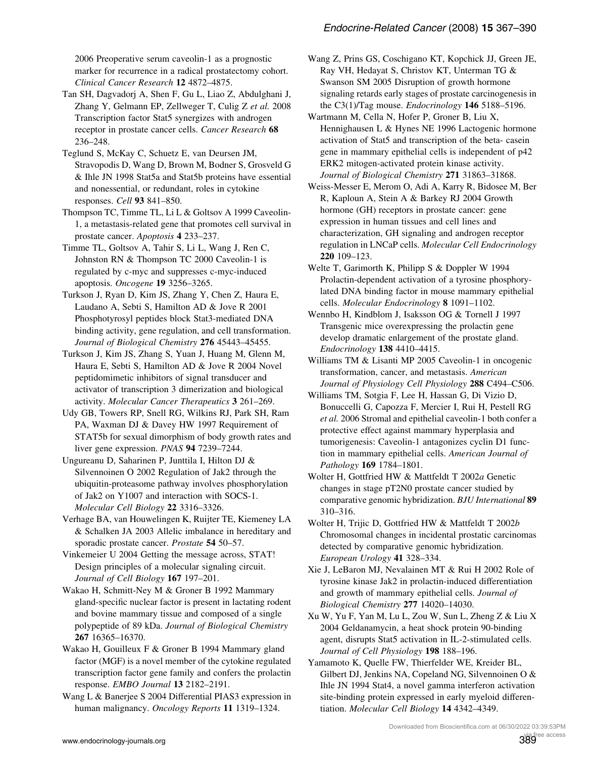2006 Preoperative serum caveolin-1 as a prognostic marker for recurrence in a radical prostatectomy cohort. *Clinical Cancer Research* **12** 4872–4875.

Tan SH, Dagvadorj A, Shen F, Gu L, Liao Z, Abdulghani J, Zhang Y, Gelmann EP, Zellweger T, Culig Z *et al.* 2008 Transcription factor Stat5 synergizes with androgen receptor in prostate cancer cells. *Cancer Research* **68** 236–248.

Teglund S, McKay C, Schuetz E, van Deursen JM, Stravopodis D, Wang D, Brown M, Bodner S, Grosveld G & Ihle JN 1998 Stat5a and Stat5b proteins have essential and nonessential, or redundant, roles in cytokine responses. *Cell* **93** 841–850.

Thompson TC, Timme TL, Li L & Goltsov A 1999 Caveolin-1, a metastasis-related gene that promotes cell survival in prostate cancer. *Apoptosis* **4** 233–237.

Timme TL, Goltsov A, Tahir S, Li L, Wang J, Ren C, Johnston RN & Thompson TC 2000 Caveolin-1 is regulated by c-myc and suppresses c-myc-induced apoptosis. *Oncogene* **19** 3256–3265.

Turkson J, Ryan D, Kim JS, Zhang Y, Chen Z, Haura E, Laudano A, Sebti S, Hamilton AD & Jove R 2001 Phosphotyrosyl peptides block Stat3-mediated DNA binding activity, gene regulation, and cell transformation. *Journal of Biological Chemistry* **276** 45443–45455.

Turkson J, Kim JS, Zhang S, Yuan J, Huang M, Glenn M, Haura E, Sebti S, Hamilton AD & Jove R 2004 Novel peptidomimetic inhibitors of signal transducer and activator of transcription 3 dimerization and biological activity. *Molecular Cancer Therapeutics* **3** 261–269.

Udy GB, Towers RP, Snell RG, Wilkins RJ, Park SH, Ram PA, Waxman DJ & Davey HW 1997 Requirement of STAT5b for sexual dimorphism of body growth rates and liver gene expression. *PNAS* **94** 7239–7244.

Ungureanu D, Saharinen P, Junttila I, Hilton DJ & Silvennoinen O 2002 Regulation of Jak2 through the ubiquitin-proteasome pathway involves phosphorylation of Jak2 on Y1007 and interaction with SOCS-1. *Molecular Cell Biology* **22** 3316–3326.

Verhage BA, van Houwelingen K, Ruijter TE, Kiemeney LA & Schalken JA 2003 Allelic imbalance in hereditary and sporadic prostate cancer. *Prostate* **54** 50–57.

Vinkemeier U 2004 Getting the message across, STAT! Design principles of a molecular signaling circuit. *Journal of Cell Biology* **167** 197–201.

Wakao H, Schmitt-Ney M & Groner B 1992 Mammary gland-specific nuclear factor is present in lactating rodent and bovine mammary tissue and composed of a single polypeptide of 89 kDa. *Journal of Biological Chemistry* **267** 16365–16370.

Wakao H, Gouilleux F & Groner B 1994 Mammary gland factor (MGF) is a novel member of the cytokine regulated transcription factor gene family and confers the prolactin response. *EMBO Journal* **13** 2182–2191.

Wang L & Banerjee S 2004 Differential PIAS3 expression in human malignancy. *Oncology Reports* **11** 1319–1324.

Wang Z, Prins GS, Coschigano KT, Kopchick JJ, Green JE, Ray VH, Hedayat S, Christov KT, Unterman TG & Swanson SM 2005 Disruption of growth hormone signaling retards early stages of prostate carcinogenesis in the C3(1)/Tag mouse. *Endocrinology* **146** 5188–5196.

Wartmann M, Cella N, Hofer P, Groner B, Liu X, Hennighausen L & Hynes NE 1996 Lactogenic hormone activation of Stat5 and transcription of the beta- casein gene in mammary epithelial cells is independent of p42 ERK2 mitogen-activated protein kinase activity. *Journal of Biological Chemistry* **271** 31863–31868.

Weiss-Messer E, Merom O, Adi A, Karry R, Bidosee M, Ber R, Kaploun A, Stein A & Barkey RJ 2004 Growth hormone (GH) receptors in prostate cancer: gene expression in human tissues and cell lines and characterization, GH signaling and androgen receptor regulation in LNCaP cells. *Molecular Cell Endocrinology* **220** 109–123.

Welte T, Garimorth K, Philipp S & Doppler W 1994 Prolactin-dependent activation of a tyrosine phosphorylated DNA binding factor in mouse mammary epithelial cells. *Molecular Endocrinology* **8** 1091–1102.

Wennbo H, Kindblom J, Isaksson OG & Tornell J 1997 Transgenic mice overexpressing the prolactin gene develop dramatic enlargement of the prostate gland. *Endocrinology* **138** 4410–4415.

Williams TM & Lisanti MP 2005 Caveolin-1 in oncogenic transformation, cancer, and metastasis. *American Journal of Physiology Cell Physiology* **288** C494–C506.

Williams TM, Sotgia F, Lee H, Hassan G, Di Vizio D, Bonuccelli G, Capozza F, Mercier I, Rui H, Pestell RG *et al.* 2006 Stromal and epithelial caveolin-1 both confer a protective effect against mammary hyperplasia and tumorigenesis: Caveolin-1 antagonizes cyclin D1 function in mammary epithelial cells. *American Journal of Pathology* **169** 1784–1801.

Wolter H, Gottfried HW & Mattfeldt T 2002*a* Genetic changes in stage pT2N0 prostate cancer studied by comparative genomic hybridization. *BJU International* **89** 310–316.

Wolter H, Trijic D, Gottfried HW & Mattfeldt T 2002*b* Chromosomal changes in incidental prostatic carcinomas detected by comparative genomic hybridization. *European Urology* **41** 328–334.

Xie J, LeBaron MJ, Nevalainen MT & Rui H 2002 Role of tyrosine kinase Jak2 in prolactin-induced differentiation and growth of mammary epithelial cells. *Journal of Biological Chemistry* **277** 14020–14030.

Xu W, Yu F, Yan M, Lu L, Zou W, Sun L, Zheng Z & Liu X 2004 Geldanamycin, a heat shock protein 90-binding agent, disrupts Stat5 activation in IL-2-stimulated cells. *Journal of Cell Physiology* **198** 188–196.

Yamamoto K, Quelle FW, Thierfelder WE, Kreider BL, Gilbert DJ, Jenkins NA, Copeland NG, Silvennoinen O & Ihle JN 1994 Stat4, a novel gamma interferon activation site-binding protein expressed in early myeloid differentiation. *Molecular Cell Biology* **14** 4342–4349.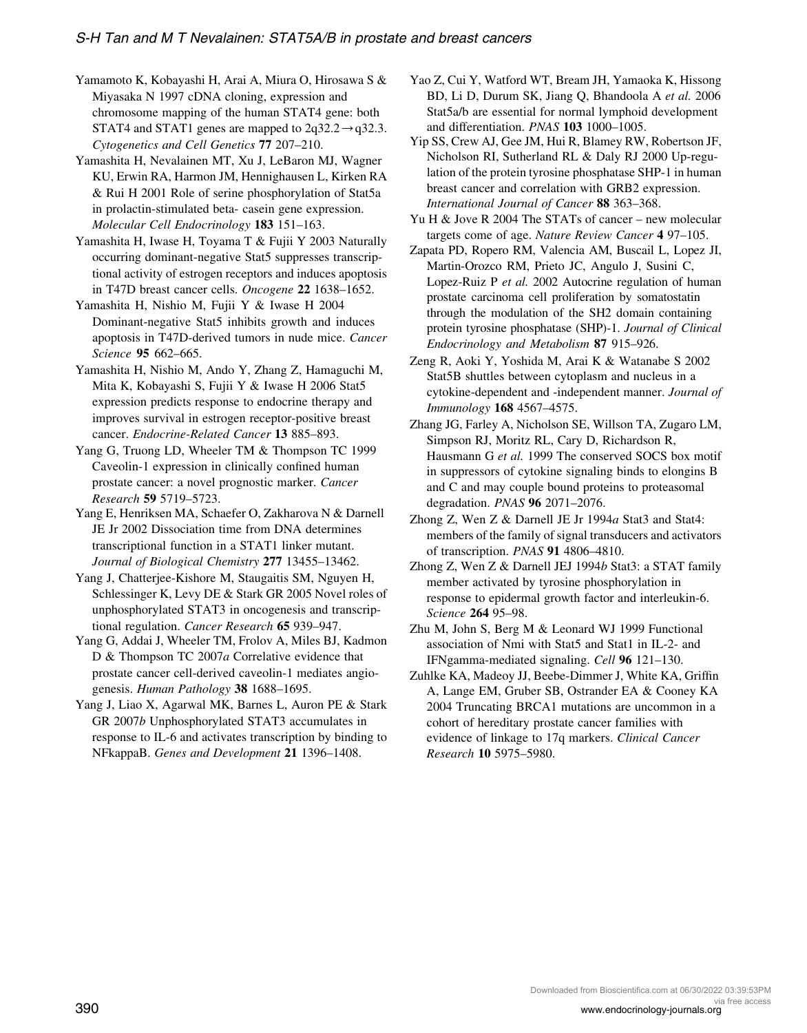Yamamoto K, Kobayashi H, Arai A, Miura O, Hirosawa S & Miyasaka N 1997 cDNA cloning, expression and chromosome mapping of the human STAT4 gene: both STAT4 and STAT1 genes are mapped to 2q32.2→q32.3. *Cytogenetics and Cell Genetics* **77** 207–210.

Yamashita H, Nevalainen MT, Xu J, LeBaron MJ, Wagner KU, Erwin RA, Harmon JM, Hennighausen L, Kirken RA & Rui H 2001 Role of serine phosphorylation of Stat5a in prolactin-stimulated beta- casein gene expression. *Molecular Cell Endocrinology* **183** 151–163.

Yamashita H, Iwase H, Toyama T & Fujii Y 2003 Naturally occurring dominant-negative Stat5 suppresses transcriptional activity of estrogen receptors and induces apoptosis in T47D breast cancer cells. *Oncogene* **22** 1638–1652.

Yamashita H, Nishio M, Fujii Y & Iwase H 2004 Dominant-negative Stat5 inhibits growth and induces apoptosis in T47D-derived tumors in nude mice. *Cancer Science* **95** 662–665.

Yamashita H, Nishio M, Ando Y, Zhang Z, Hamaguchi M, Mita K, Kobayashi S, Fujii Y & Iwase H 2006 Stat5 expression predicts response to endocrine therapy and improves survival in estrogen receptor-positive breast cancer. *Endocrine-Related Cancer* **13** 885–893.

Yang G, Truong LD, Wheeler TM & Thompson TC 1999 Caveolin-1 expression in clinically confined human prostate cancer: a novel prognostic marker. *Cancer Research* **59** 5719–5723.

Yang E, Henriksen MA, Schaefer O, Zakharova N & Darnell JE Jr 2002 Dissociation time from DNA determines transcriptional function in a STAT1 linker mutant. *Journal of Biological Chemistry* **277** 13455–13462.

Yang J, Chatterjee-Kishore M, Staugaitis SM, Nguyen H, Schlessinger K, Levy DE & Stark GR 2005 Novel roles of unphosphorylated STAT3 in oncogenesis and transcriptional regulation. *Cancer Research* **65** 939–947.

Yang G, Addai J, Wheeler TM, Frolov A, Miles BJ, Kadmon D & Thompson TC 2007*a* Correlative evidence that prostate cancer cell-derived caveolin-1 mediates angiogenesis. *Human Pathology* **38** 1688–1695.

Yang J, Liao X, Agarwal MK, Barnes L, Auron PE & Stark GR 2007*b* Unphosphorylated STAT3 accumulates in response to IL-6 and activates transcription by binding to NFkappaB. *Genes and Development* **21** 1396–1408.

Yao Z, Cui Y, Watford WT, Bream JH, Yamaoka K, Hissong BD, Li D, Durum SK, Jiang Q, Bhandoola A *et al.* 2006 Stat5a/b are essential for normal lymphoid development and differentiation. *PNAS* **103** 1000–1005.

Yip SS, Crew AJ, Gee JM, Hui R, Blamey RW, Robertson JF, Nicholson RI, Sutherland RL & Daly RJ 2000 Up-regulation of the protein tyrosine phosphatase SHP-1 in human breast cancer and correlation with GRB2 expression. *International Journal of Cancer* **88** 363–368.

Yu H & Jove R 2004 The STATs of cancer – new molecular targets come of age. *Nature Review Cancer* **4** 97–105.

Zapata PD, Ropero RM, Valencia AM, Buscail L, Lopez JI, Martin-Orozco RM, Prieto JC, Angulo J, Susini C, Lopez-Ruiz P *et al.* 2002 Autocrine regulation of human prostate carcinoma cell proliferation by somatostatin through the modulation of the SH2 domain containing protein tyrosine phosphatase (SHP)-1. *Journal of Clinical Endocrinology and Metabolism* **87** 915–926.

Zeng R, Aoki Y, Yoshida M, Arai K & Watanabe S 2002 Stat5B shuttles between cytoplasm and nucleus in a cytokine-dependent and -independent manner. *Journal of Immunology* **168** 4567–4575.

Zhang JG, Farley A, Nicholson SE, Willson TA, Zugaro LM, Simpson RJ, Moritz RL, Cary D, Richardson R, Hausmann G *et al.* 1999 The conserved SOCS box motif in suppressors of cytokine signaling binds to elongins B and C and may couple bound proteins to proteasomal degradation. *PNAS* **96** 2071–2076.

Zhong Z, Wen Z & Darnell JE Jr 1994*a* Stat3 and Stat4: members of the family of signal transducers and activators of transcription. *PNAS* **91** 4806–4810.

Zhong Z, Wen Z & Darnell JEJ 1994*b* Stat3: a STAT family member activated by tyrosine phosphorylation in response to epidermal growth factor and interleukin-6. *Science* **264** 95–98.

Zhu M, John S, Berg M & Leonard WJ 1999 Functional association of Nmi with Stat5 and Stat1 in IL-2- and IFNgamma-mediated signaling. *Cell* **96** 121–130.

Zuhlke KA, Madeoy JJ, Beebe-Dimmer J, White KA, Griffin A, Lange EM, Gruber SB, Ostrander EA & Cooney KA 2004 Truncating BRCA1 mutations are uncommon in a cohort of hereditary prostate cancer families with evidence of linkage to 17q markers. *Clinical Cancer Research* **10** 5975–5980.